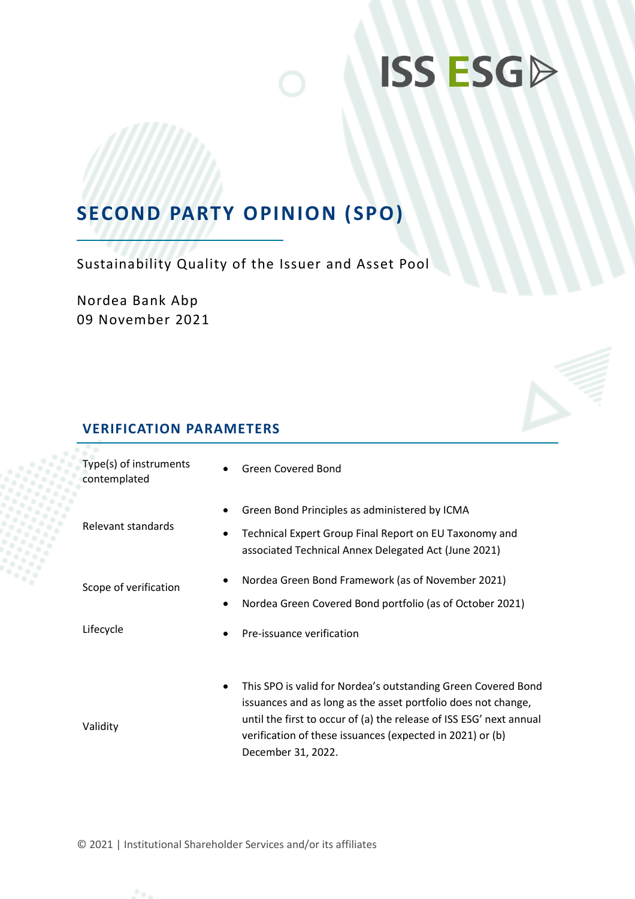ISS ESG

# SECOND PARTY OPINION (SPO)

Sustainability Quality of the Issuer and Asset Pool

Nordea Bank Abp
09 November 2021

## VERIFICATION PARAMETERS

| | |
|---|---|
| Type(s) of instruments contemplated | • Green Covered Bond |
| Relevant standards | • Green Bond Principles as administered by ICMA<br>• Technical Expert Group Final Report on EU Taxonomy and associated Technical Annex Delegated Act (June 2021) |
| Scope of verification | • Nordea Green Bond Framework (as of November 2021)<br>• Nordea Green Covered Bond portfolio (as of October 2021) |
| Lifecycle | • Pre-issuance verification |
| Validity | • This SPO is valid for Nordea's outstanding Green Covered Bond issuances and as long as the asset portfolio does not change, until the first to occur of (a) the release of ISS ESG' next annual verification of these issuances (expected in 2021) or (b) December 31, 2022. |

© 2021 | Institutional Shareholder Services and/or its affiliates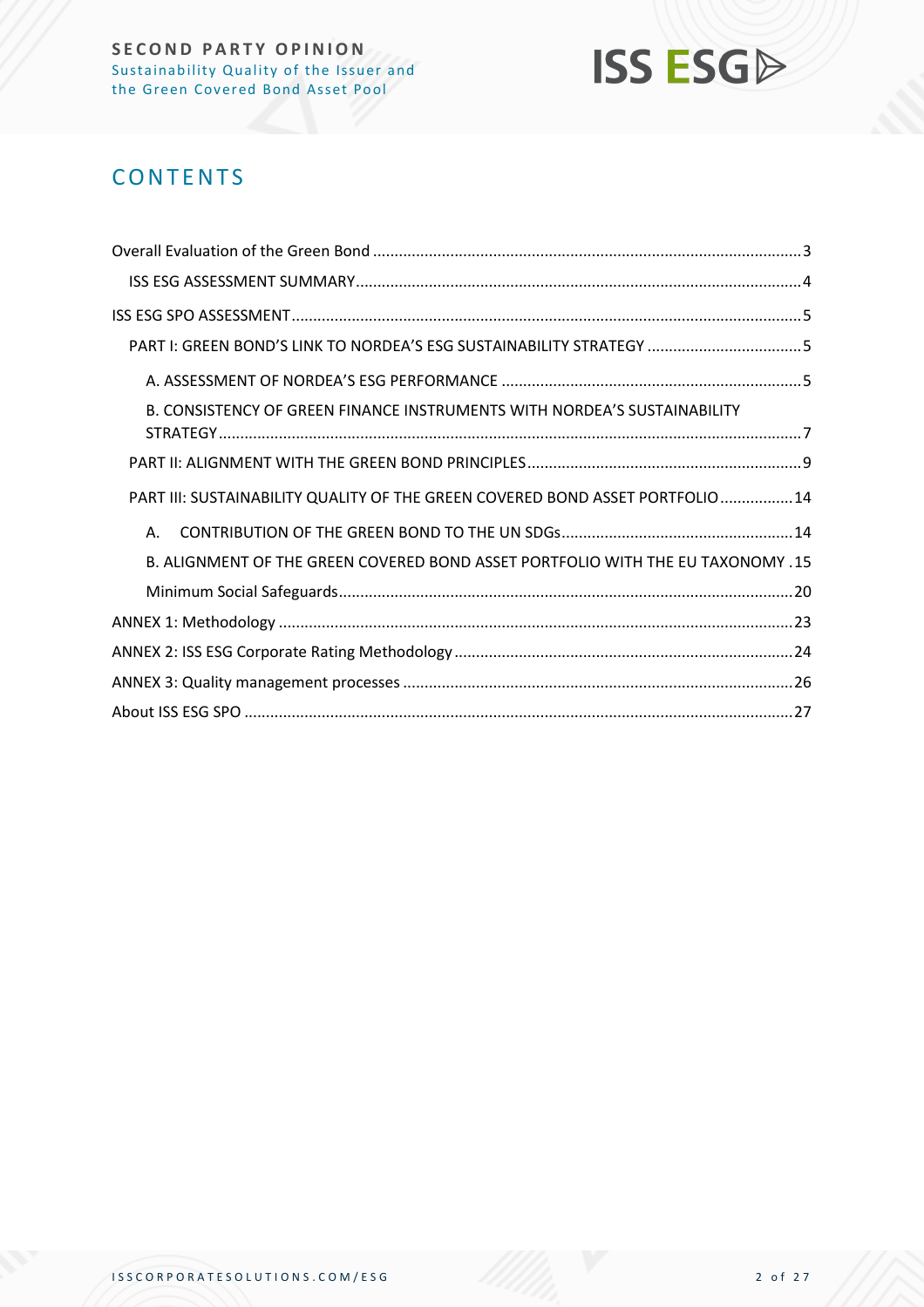# CONTENTS

Overall Evaluation of the Green Bond ..................................................................................................3

ISS ESG ASSESSMENT SUMMARY......................................................................................................4

ISS ESG SPO ASSESSMENT.....................................................................................................................5

PART I: GREEN BOND'S LINK TO NORDEA'S ESG SUSTAINABILITY STRATEGY ....................................5

A. ASSESSMENT OF NORDEA'S ESG PERFORMANCE .....................................................................5

B. CONSISTENCY OF GREEN FINANCE INSTRUMENTS WITH NORDEA'S SUSTAINABILITY STRATEGY.......................................................................................................................................7

PART II: ALIGNMENT WITH THE GREEN BOND PRINCIPLES...............................................................9

PART III: SUSTAINABILITY QUALITY OF THE GREEN COVERED BOND ASSET PORTFOLIO.................14

A. CONTRIBUTION OF THE GREEN BOND TO THE UN SDGs......................................................14

B. ALIGNMENT OF THE GREEN COVERED BOND ASSET PORTFOLIO WITH THE EU TAXONOMY .15

Minimum Social Safeguards.........................................................................................................20

ANNEX 1: Methodology ......................................................................................................................23

ANNEX 2: ISS ESG Corporate Rating Methodology ..............................................................................24

ANNEX 3: Quality management processes ..........................................................................................26

About ISS ESG SPO ..............................................................................................................................27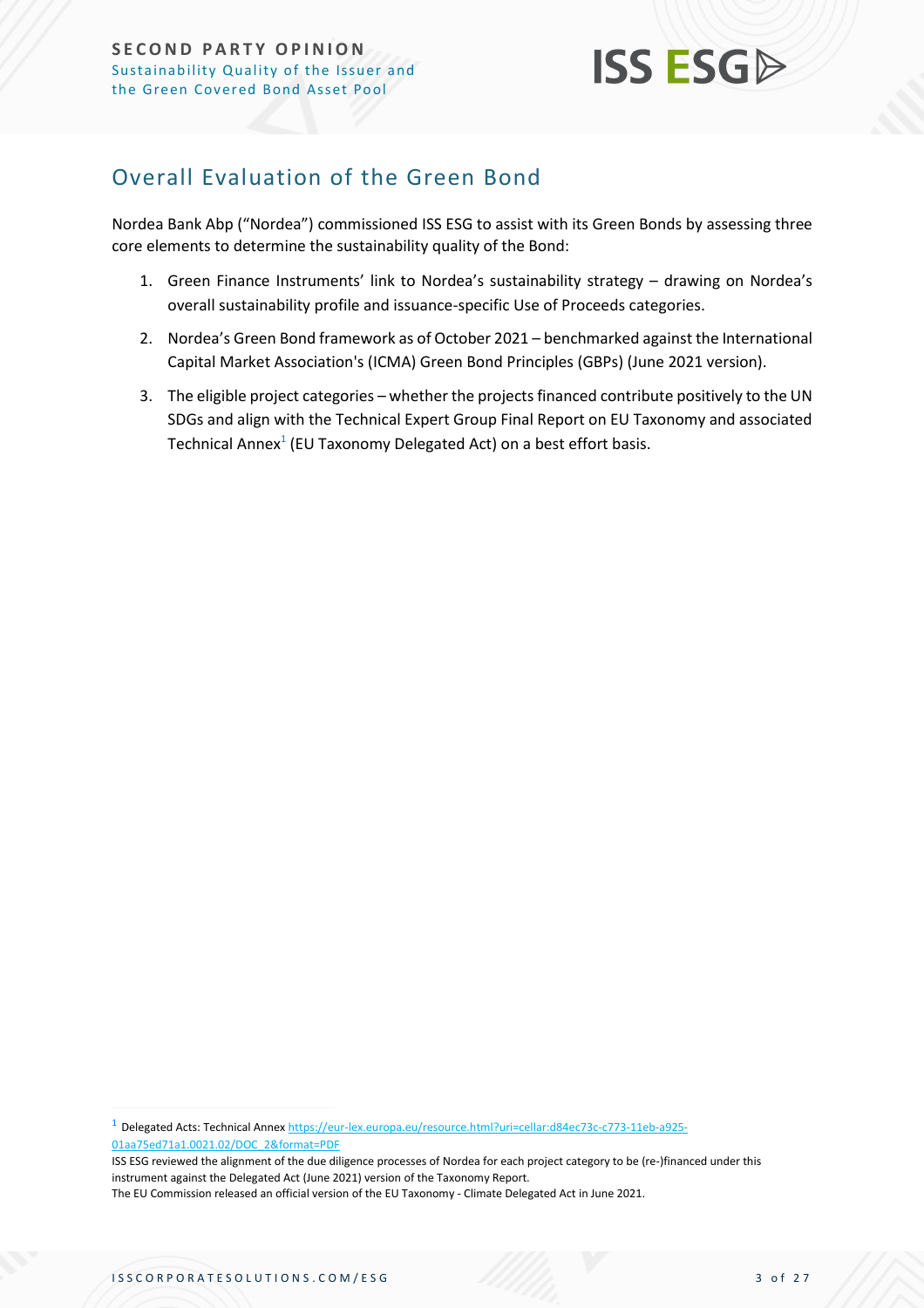## Overall Evaluation of the Green Bond

Nordea Bank Abp ("Nordea") commissioned ISS ESG to assist with its Green Bonds by assessing three core elements to determine the sustainability quality of the Bond:

1. Green Finance Instruments' link to Nordea's sustainability strategy – drawing on Nordea's overall sustainability profile and issuance-specific Use of Proceeds categories.
2. Nordea's Green Bond framework as of October 2021 – benchmarked against the International Capital Market Association's (ICMA) Green Bond Principles (GBPs) (June 2021 version).
3. The eligible project categories – whether the projects financed contribute positively to the UN SDGs and align with the Technical Expert Group Final Report on EU Taxonomy and associated Technical Annex[1] (EU Taxonomy Delegated Act) on a best effort basis.

---

[1] Delegated Acts: Technical Annex https://eur-lex.europa.eu/resource.html?uri=cellar:d84ec73c-c773-11eb-a925-01aa75ed71a1.0021.02/DOC_2&format=PDF

ISS ESG reviewed the alignment of the due diligence processes of Nordea for each project category to be (re-)financed under this instrument against the Delegated Act (June 2021) version of the Taxonomy Report.

The EU Commission released an official version of the EU Taxonomy - Climate Delegated Act in June 2021.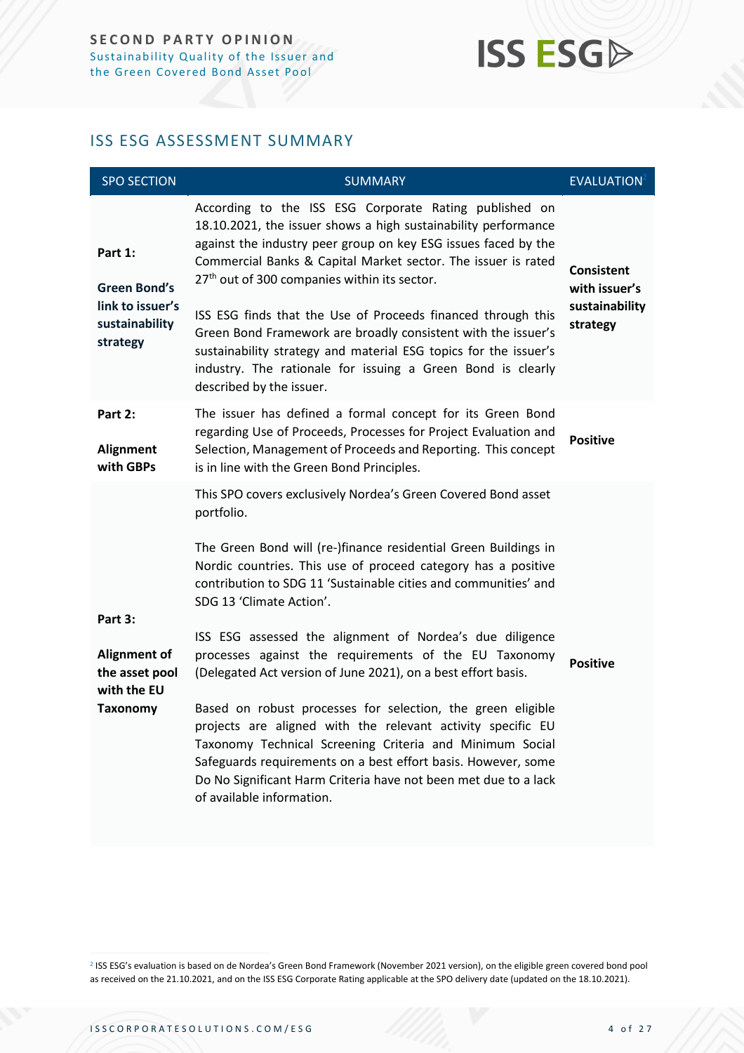## ISS ESG ASSESSMENT SUMMARY

| SPO SECTION | SUMMARY | EVALUATION[2] |
|---|---|---|
| **Part 1:** **Green Bond's link to issuer's sustainability strategy** | According to the ISS ESG Corporate Rating published on 18.10.2021, the issuer shows a high sustainability performance against the industry peer group on key ESG issues faced by the Commercial Banks & Capital Market sector. The issuer is rated 27th out of 300 companies within its sector. <br><br> ISS ESG finds that the Use of Proceeds financed through this Green Bond Framework are broadly consistent with the issuer's sustainability strategy and material ESG topics for the issuer's industry. The rationale for issuing a Green Bond is clearly described by the issuer. | **Consistent with issuer's sustainability strategy** |
| **Part 2:** **Alignment with GBPs** | The issuer has defined a formal concept for its Green Bond regarding Use of Proceeds, Processes for Project Evaluation and Selection, Management of Proceeds and Reporting. This concept is in line with the Green Bond Principles. | **Positive** |
| **Part 3:** **Alignment of the asset pool with the EU Taxonomy** | This SPO covers exclusively Nordea's Green Covered Bond asset portfolio. <br><br> The Green Bond will (re-)finance residential Green Buildings in Nordic countries. This use of proceed category has a positive contribution to SDG 11 'Sustainable cities and communities' and SDG 13 'Climate Action'. <br><br> ISS ESG assessed the alignment of Nordea's due diligence processes against the requirements of the EU Taxonomy (Delegated Act version of June 2021), on a best effort basis. <br><br> Based on robust processes for selection, the green eligible projects are aligned with the relevant activity specific EU Taxonomy Technical Screening Criteria and Minimum Social Safeguards requirements on a best effort basis. However, some Do No Significant Harm Criteria have not been met due to a lack of available information. | **Positive** |

[2] ISS ESG's evaluation is based on de Nordea's Green Bond Framework (November 2021 version), on the eligible green covered bond pool as received on the 21.10.2021, and on the ISS ESG Corporate Rating applicable at the SPO delivery date (updated on the 18.10.2021).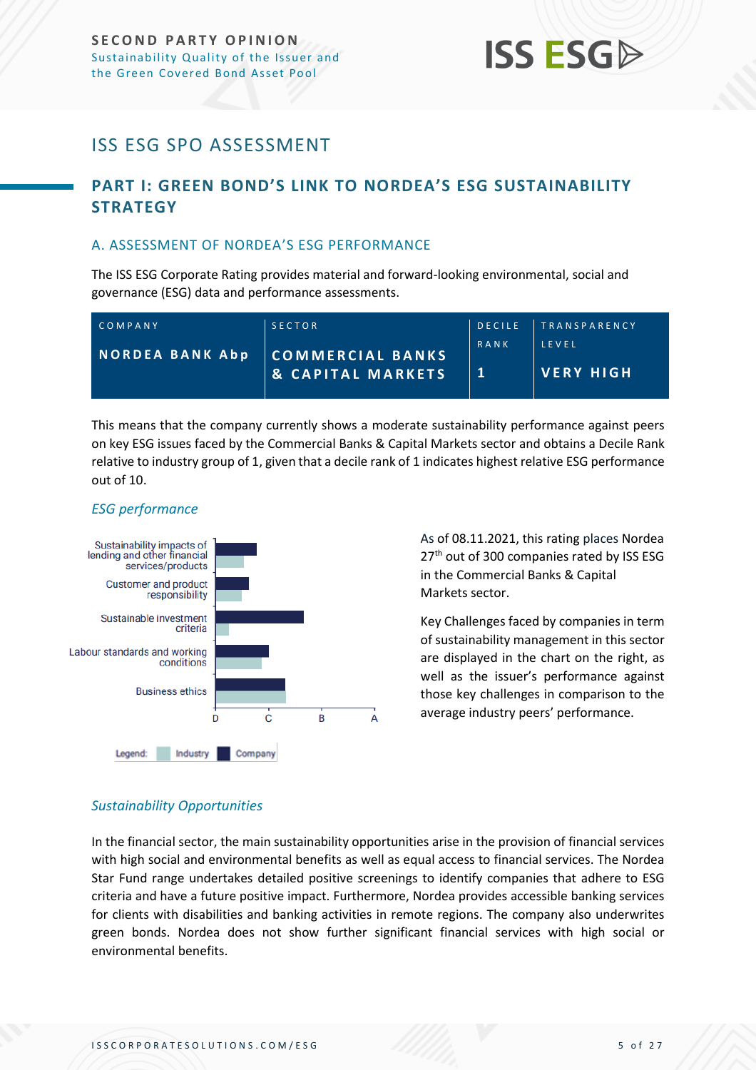# ISS ESG SPO ASSESSMENT

## PART I: GREEN BOND'S LINK TO NORDEA'S ESG SUSTAINABILITY STRATEGY

### A. ASSESSMENT OF NORDEA'S ESG PERFORMANCE

The ISS ESG Corporate Rating provides material and forward-looking environmental, social and governance (ESG) data and performance assessments.

| COMPANY | SECTOR | DECILE RANK | TRANSPARENCY LEVEL |
|---|---|---|---|
| NORDEA BANK Abp | COMMERCIAL BANKS & CAPITAL MARKETS | 1 | VERY HIGH |

This means that the company currently shows a moderate sustainability performance against peers on key ESG issues faced by the Commercial Banks & Capital Markets sector and obtains a Decile Rank relative to industry group of 1, given that a decile rank of 1 indicates highest relative ESG performance out of 10.

#### *ESG performance*

Sustainability impacts of lending and other financial services/products

Customer and product responsibility

Sustainable investment criteria

Labour standards and working conditions

Business ethics

D C B A

Legend: Industry Company

As of 08.11.2021, this rating places Nordea 27th out of 300 companies rated by ISS ESG in the Commercial Banks & Capital Markets sector.

Key Challenges faced by companies in term of sustainability management in this sector are displayed in the chart on the right, as well as the issuer's performance against those key challenges in comparison to the average industry peers' performance.

#### *Sustainability Opportunities*

In the financial sector, the main sustainability opportunities arise in the provision of financial services with high social and environmental benefits as well as equal access to financial services. The Nordea Star Fund range undertakes detailed positive screenings to identify companies that adhere to ESG criteria and have a future positive impact. Furthermore, Nordea provides accessible banking services for clients with disabilities and banking activities in remote regions. The company also underwrites green bonds. Nordea does not show further significant financial services with high social or environmental benefits.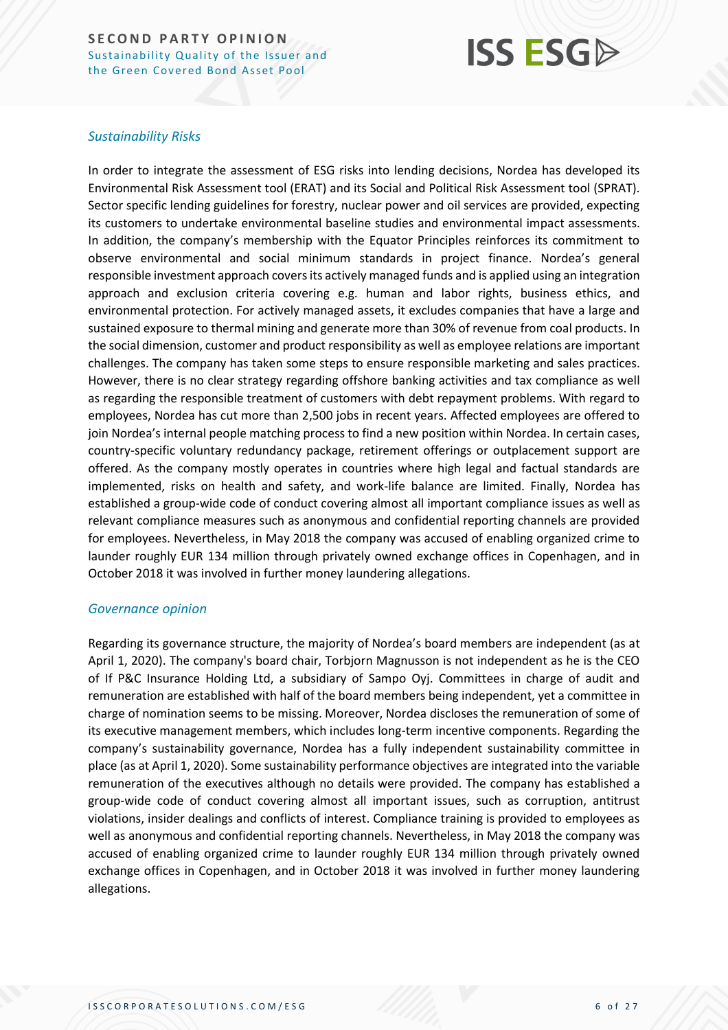### *Sustainability Risks*

In order to integrate the assessment of ESG risks into lending decisions, Nordea has developed its Environmental Risk Assessment tool (ERAT) and its Social and Political Risk Assessment tool (SPRAT). Sector specific lending guidelines for forestry, nuclear power and oil services are provided, expecting its customers to undertake environmental baseline studies and environmental impact assessments. In addition, the company's membership with the Equator Principles reinforces its commitment to observe environmental and social minimum standards in project finance. Nordea's general responsible investment approach covers its actively managed funds and is applied using an integration approach and exclusion criteria covering e.g. human and labor rights, business ethics, and environmental protection. For actively managed assets, it excludes companies that have a large and sustained exposure to thermal mining and generate more than 30% of revenue from coal products. In the social dimension, customer and product responsibility as well as employee relations are important challenges. The company has taken some steps to ensure responsible marketing and sales practices. However, there is no clear strategy regarding offshore banking activities and tax compliance as well as regarding the responsible treatment of customers with debt repayment problems. With regard to employees, Nordea has cut more than 2,500 jobs in recent years. Affected employees are offered to join Nordea's internal people matching process to find a new position within Nordea. In certain cases, country-specific voluntary redundancy package, retirement offerings or outplacement support are offered. As the company mostly operates in countries where high legal and factual standards are implemented, risks on health and safety, and work-life balance are limited. Finally, Nordea has established a group-wide code of conduct covering almost all important compliance issues as well as relevant compliance measures such as anonymous and confidential reporting channels are provided for employees. Nevertheless, in May 2018 the company was accused of enabling organized crime to launder roughly EUR 134 million through privately owned exchange offices in Copenhagen, and in October 2018 it was involved in further money laundering allegations.

### *Governance opinion*

Regarding its governance structure, the majority of Nordea's board members are independent (as at April 1, 2020). The company's board chair, Torbjorn Magnusson is not independent as he is the CEO of If P&C Insurance Holding Ltd, a subsidiary of Sampo Oyj. Committees in charge of audit and remuneration are established with half of the board members being independent, yet a committee in charge of nomination seems to be missing. Moreover, Nordea discloses the remuneration of some of its executive management members, which includes long-term incentive components. Regarding the company's sustainability governance, Nordea has a fully independent sustainability committee in place (as at April 1, 2020). Some sustainability performance objectives are integrated into the variable remuneration of the executives although no details were provided. The company has established a group-wide code of conduct covering almost all important issues, such as corruption, antitrust violations, insider dealings and conflicts of interest. Compliance training is provided to employees as well as anonymous and confidential reporting channels. Nevertheless, in May 2018 the company was accused of enabling organized crime to launder roughly EUR 134 million through privately owned exchange offices in Copenhagen, and in October 2018 it was involved in further money laundering allegations.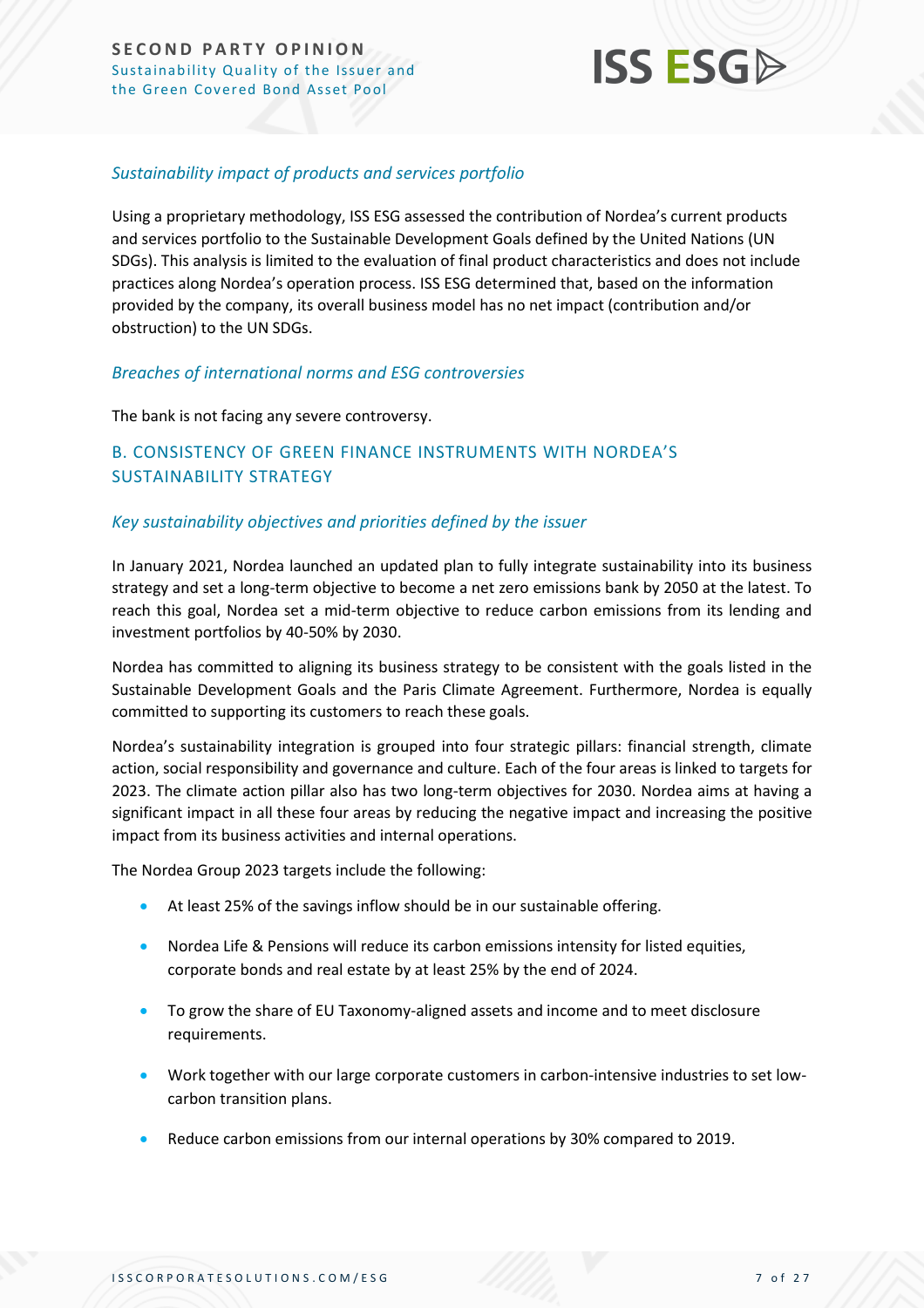### *Sustainability impact of products and services portfolio*

Using a proprietary methodology, ISS ESG assessed the contribution of Nordea's current products and services portfolio to the Sustainable Development Goals defined by the United Nations (UN SDGs). This analysis is limited to the evaluation of final product characteristics and does not include practices along Nordea's operation process. ISS ESG determined that, based on the information provided by the company, its overall business model has no net impact (contribution and/or obstruction) to the UN SDGs.

### *Breaches of international norms and ESG controversies*

The bank is not facing any severe controversy.

## B. CONSISTENCY OF GREEN FINANCE INSTRUMENTS WITH NORDEA'S SUSTAINABILITY STRATEGY

### *Key sustainability objectives and priorities defined by the issuer*

In January 2021, Nordea launched an updated plan to fully integrate sustainability into its business strategy and set a long-term objective to become a net zero emissions bank by 2050 at the latest. To reach this goal, Nordea set a mid-term objective to reduce carbon emissions from its lending and investment portfolios by 40-50% by 2030.

Nordea has committed to aligning its business strategy to be consistent with the goals listed in the Sustainable Development Goals and the Paris Climate Agreement. Furthermore, Nordea is equally committed to supporting its customers to reach these goals.

Nordea's sustainability integration is grouped into four strategic pillars: financial strength, climate action, social responsibility and governance and culture. Each of the four areas is linked to targets for 2023. The climate action pillar also has two long-term objectives for 2030. Nordea aims at having a significant impact in all these four areas by reducing the negative impact and increasing the positive impact from its business activities and internal operations.

The Nordea Group 2023 targets include the following:

- At least 25% of the savings inflow should be in our sustainable offering.
- Nordea Life & Pensions will reduce its carbon emissions intensity for listed equities, corporate bonds and real estate by at least 25% by the end of 2024.
- To grow the share of EU Taxonomy-aligned assets and income and to meet disclosure requirements.
- Work together with our large corporate customers in carbon-intensive industries to set low-carbon transition plans.
- Reduce carbon emissions from our internal operations by 30% compared to 2019.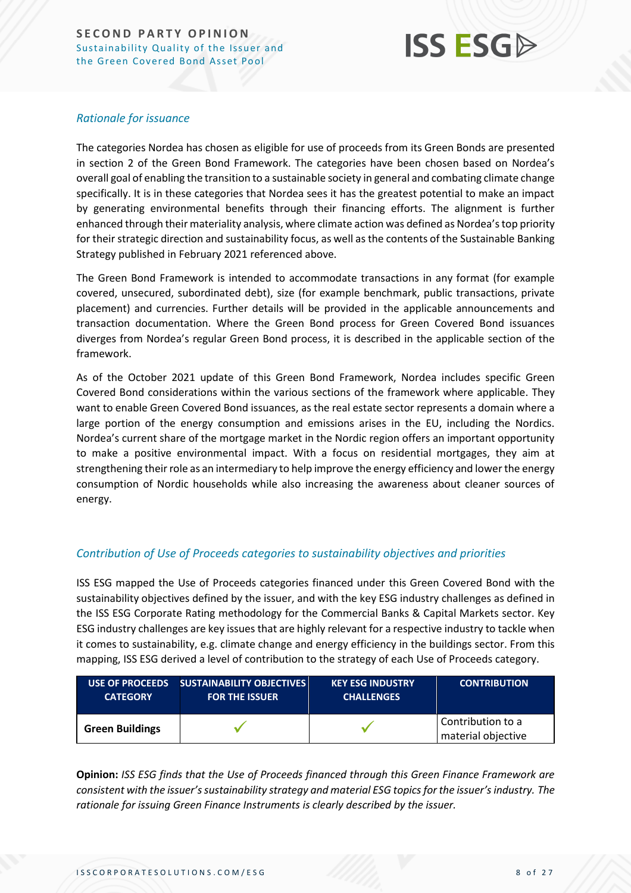### *Rationale for issuance*

The categories Nordea has chosen as eligible for use of proceeds from its Green Bonds are presented in section 2 of the Green Bond Framework. The categories have been chosen based on Nordea's overall goal of enabling the transition to a sustainable society in general and combating climate change specifically. It is in these categories that Nordea sees it has the greatest potential to make an impact by generating environmental benefits through their financing efforts. The alignment is further enhanced through their materiality analysis, where climate action was defined as Nordea's top priority for their strategic direction and sustainability focus, as well as the contents of the Sustainable Banking Strategy published in February 2021 referenced above.

The Green Bond Framework is intended to accommodate transactions in any format (for example covered, unsecured, subordinated debt), size (for example benchmark, public transactions, private placement) and currencies. Further details will be provided in the applicable announcements and transaction documentation. Where the Green Bond process for Green Covered Bond issuances diverges from Nordea's regular Green Bond process, it is described in the applicable section of the framework.

As of the October 2021 update of this Green Bond Framework, Nordea includes specific Green Covered Bond considerations within the various sections of the framework where applicable. They want to enable Green Covered Bond issuances, as the real estate sector represents a domain where a large portion of the energy consumption and emissions arises in the EU, including the Nordics. Nordea's current share of the mortgage market in the Nordic region offers an important opportunity to make a positive environmental impact. With a focus on residential mortgages, they aim at strengthening their role as an intermediary to help improve the energy efficiency and lower the energy consumption of Nordic households while also increasing the awareness about cleaner sources of energy.

### *Contribution of Use of Proceeds categories to sustainability objectives and priorities*

ISS ESG mapped the Use of Proceeds categories financed under this Green Covered Bond with the sustainability objectives defined by the issuer, and with the key ESG industry challenges as defined in the ISS ESG Corporate Rating methodology for the Commercial Banks & Capital Markets sector. Key ESG industry challenges are key issues that are highly relevant for a respective industry to tackle when it comes to sustainability, e.g. climate change and energy efficiency in the buildings sector. From this mapping, ISS ESG derived a level of contribution to the strategy of each Use of Proceeds category.

| USE OF PROCEEDS CATEGORY | SUSTAINABILITY OBJECTIVES FOR THE ISSUER | KEY ESG INDUSTRY CHALLENGES | CONTRIBUTION |
|---|---|---|---|
| **Green Buildings** | ✓ | ✓ | Contribution to a material objective |

**Opinion:** *ISS ESG finds that the Use of Proceeds financed through this Green Finance Framework are consistent with the issuer's sustainability strategy and material ESG topics for the issuer's industry. The rationale for issuing Green Finance Instruments is clearly described by the issuer.*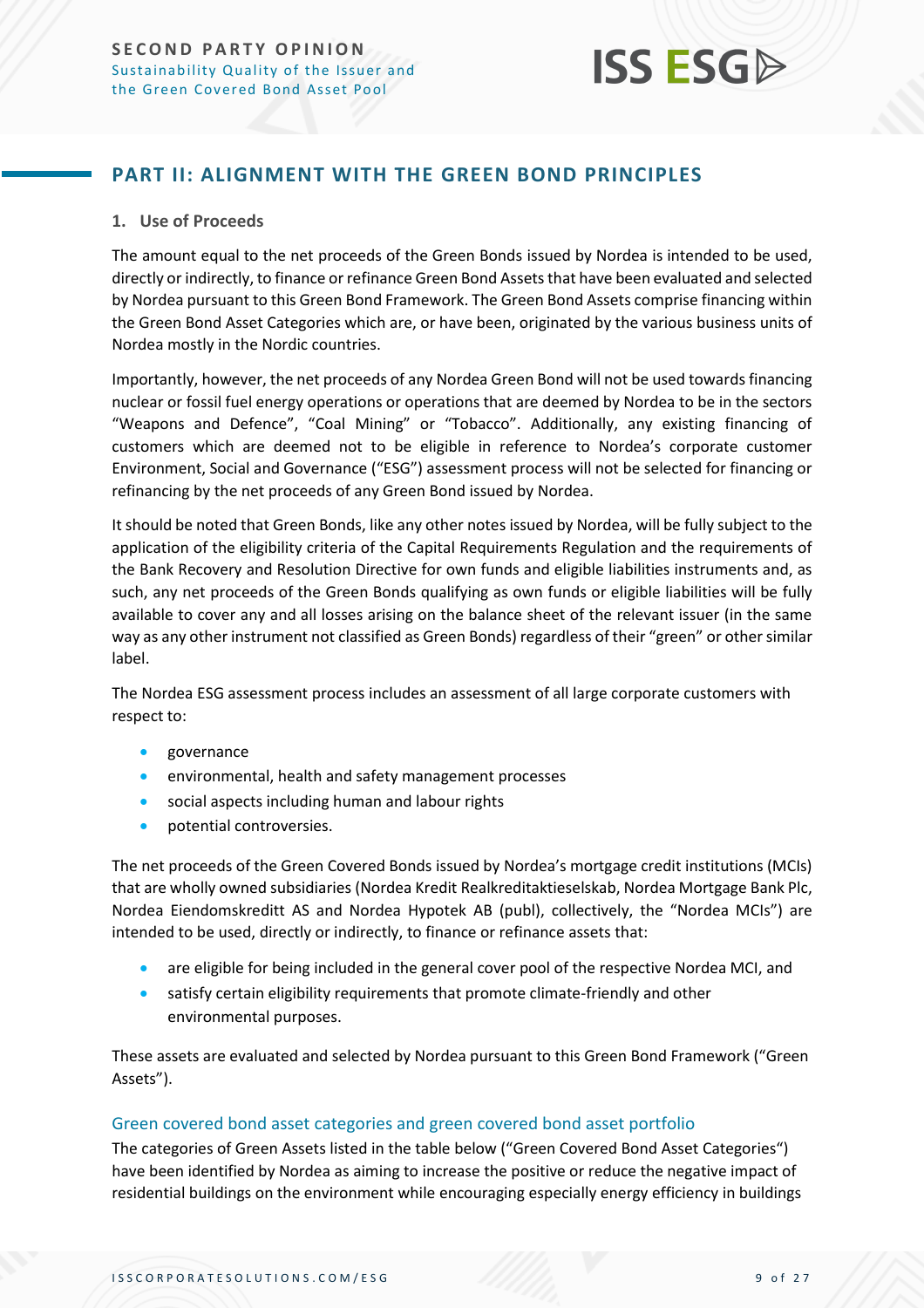## PART II: ALIGNMENT WITH THE GREEN BOND PRINCIPLES

### 1. Use of Proceeds

The amount equal to the net proceeds of the Green Bonds issued by Nordea is intended to be used, directly or indirectly, to finance or refinance Green Bond Assets that have been evaluated and selected by Nordea pursuant to this Green Bond Framework. The Green Bond Assets comprise financing within the Green Bond Asset Categories which are, or have been, originated by the various business units of Nordea mostly in the Nordic countries.

Importantly, however, the net proceeds of any Nordea Green Bond will not be used towards financing nuclear or fossil fuel energy operations or operations that are deemed by Nordea to be in the sectors "Weapons and Defence", "Coal Mining" or "Tobacco". Additionally, any existing financing of customers which are deemed not to be eligible in reference to Nordea's corporate customer Environment, Social and Governance ("ESG") assessment process will not be selected for financing or refinancing by the net proceeds of any Green Bond issued by Nordea.

It should be noted that Green Bonds, like any other notes issued by Nordea, will be fully subject to the application of the eligibility criteria of the Capital Requirements Regulation and the requirements of the Bank Recovery and Resolution Directive for own funds and eligible liabilities instruments and, as such, any net proceeds of the Green Bonds qualifying as own funds or eligible liabilities will be fully available to cover any and all losses arising on the balance sheet of the relevant issuer (in the same way as any other instrument not classified as Green Bonds) regardless of their "green" or other similar label.

The Nordea ESG assessment process includes an assessment of all large corporate customers with respect to:

- governance
- environmental, health and safety management processes
- social aspects including human and labour rights
- potential controversies.

The net proceeds of the Green Covered Bonds issued by Nordea's mortgage credit institutions (MCIs) that are wholly owned subsidiaries (Nordea Kredit Realkreditaktieselskab, Nordea Mortgage Bank Plc, Nordea Eiendomskreditt AS and Nordea Hypotek AB (publ), collectively, the "Nordea MCIs") are intended to be used, directly or indirectly, to finance or refinance assets that:

- are eligible for being included in the general cover pool of the respective Nordea MCI, and
- satisfy certain eligibility requirements that promote climate-friendly and other environmental purposes.

These assets are evaluated and selected by Nordea pursuant to this Green Bond Framework ("Green Assets").

#### Green covered bond asset categories and green covered bond asset portfolio

The categories of Green Assets listed in the table below ("Green Covered Bond Asset Categories") have been identified by Nordea as aiming to increase the positive or reduce the negative impact of residential buildings on the environment while encouraging especially energy efficiency in buildings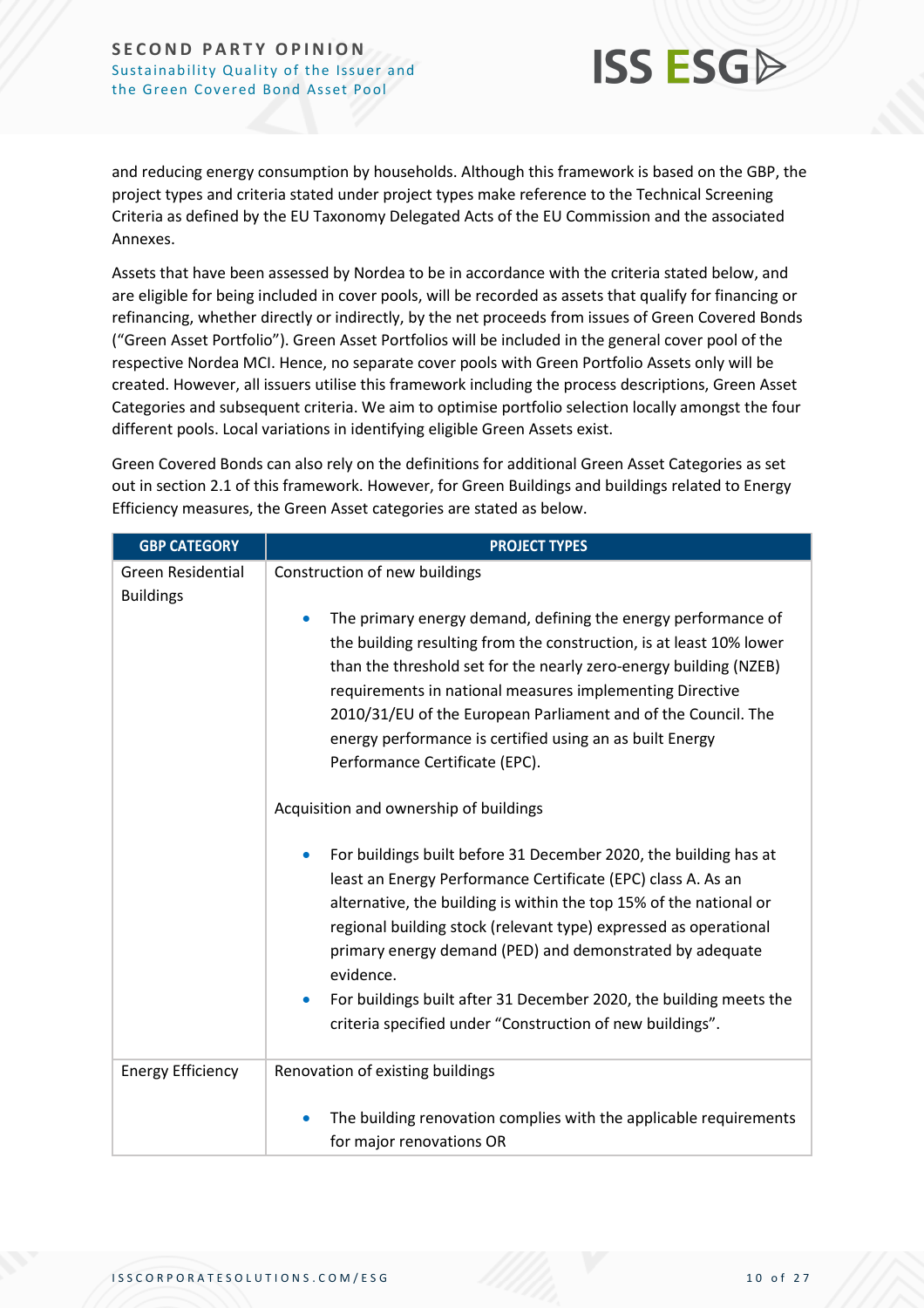and reducing energy consumption by households. Although this framework is based on the GBP, the project types and criteria stated under project types make reference to the Technical Screening Criteria as defined by the EU Taxonomy Delegated Acts of the EU Commission and the associated Annexes.

Assets that have been assessed by Nordea to be in accordance with the criteria stated below, and are eligible for being included in cover pools, will be recorded as assets that qualify for financing or refinancing, whether directly or indirectly, by the net proceeds from issues of Green Covered Bonds ("Green Asset Portfolio"). Green Asset Portfolios will be included in the general cover pool of the respective Nordea MCI. Hence, no separate cover pools with Green Portfolio Assets only will be created. However, all issuers utilise this framework including the process descriptions, Green Asset Categories and subsequent criteria. We aim to optimise portfolio selection locally amongst the four different pools. Local variations in identifying eligible Green Assets exist.

Green Covered Bonds can also rely on the definitions for additional Green Asset Categories as set out in section 2.1 of this framework. However, for Green Buildings and buildings related to Energy Efficiency measures, the Green Asset categories are stated as below.

| GBP CATEGORY | PROJECT TYPES |
|---|---|
| Green Residential Buildings | Construction of new buildings<br><br>• The primary energy demand, defining the energy performance of the building resulting from the construction, is at least 10% lower than the threshold set for the nearly zero-energy building (NZEB) requirements in national measures implementing Directive 2010/31/EU of the European Parliament and of the Council. The energy performance is certified using an as built Energy Performance Certificate (EPC).<br><br>Acquisition and ownership of buildings<br><br>• For buildings built before 31 December 2020, the building has at least an Energy Performance Certificate (EPC) class A. As an alternative, the building is within the top 15% of the national or regional building stock (relevant type) expressed as operational primary energy demand (PED) and demonstrated by adequate evidence.<br>• For buildings built after 31 December 2020, the building meets the criteria specified under "Construction of new buildings". |
| Energy Efficiency | Renovation of existing buildings<br><br>• The building renovation complies with the applicable requirements for major renovations OR |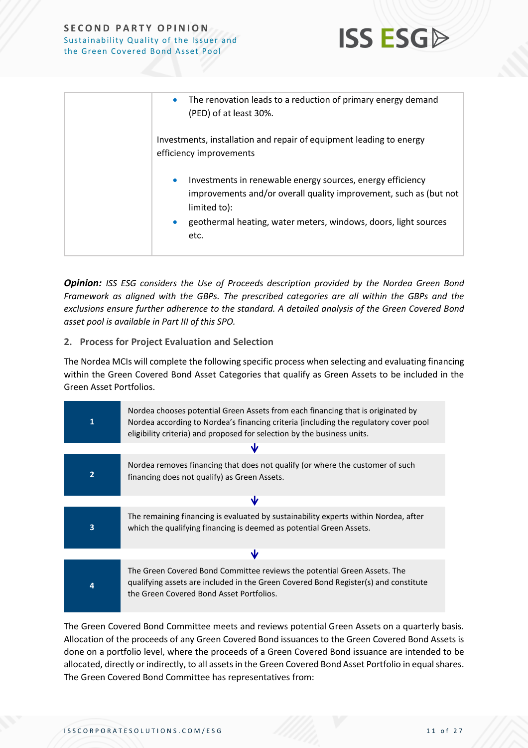| | |
|---|---|
| | • The renovation leads to a reduction of primary energy demand (PED) of at least 30%.<br><br>Investments, installation and repair of equipment leading to energy efficiency improvements<br><br>• Investments in renewable energy sources, energy efficiency improvements and/or overall quality improvement, such as (but not limited to):<br>• geothermal heating, water meters, windows, doors, light sources etc. |

***Opinion:*** *ISS ESG considers the Use of Proceeds description provided by the Nordea Green Bond Framework as aligned with the GBPs. The prescribed categories are all within the GBPs and the exclusions ensure further adherence to the standard. A detailed analysis of the Green Covered Bond asset pool is available in Part III of this SPO.*

## 2. Process for Project Evaluation and Selection

The Nordea MCIs will complete the following specific process when selecting and evaluating financing within the Green Covered Bond Asset Categories that qualify as Green Assets to be included in the Green Asset Portfolios.

| | |
|---|---|
| 1 | Nordea chooses potential Green Assets from each financing that is originated by Nordea according to Nordea's financing criteria (including the regulatory cover pool eligibility criteria) and proposed for selection by the business units. |
| 2 | Nordea removes financing that does not qualify (or where the customer of such financing does not qualify) as Green Assets. |
| 3 | The remaining financing is evaluated by sustainability experts within Nordea, after which the qualifying financing is deemed as potential Green Assets. |
| 4 | The Green Covered Bond Committee reviews the potential Green Assets. The qualifying assets are included in the Green Covered Bond Register(s) and constitute the Green Covered Bond Asset Portfolios. |

The Green Covered Bond Committee meets and reviews potential Green Assets on a quarterly basis. Allocation of the proceeds of any Green Covered Bond issuances to the Green Covered Bond Assets is done on a portfolio level, where the proceeds of a Green Covered Bond issuance are intended to be allocated, directly or indirectly, to all assets in the Green Covered Bond Asset Portfolio in equal shares. The Green Covered Bond Committee has representatives from: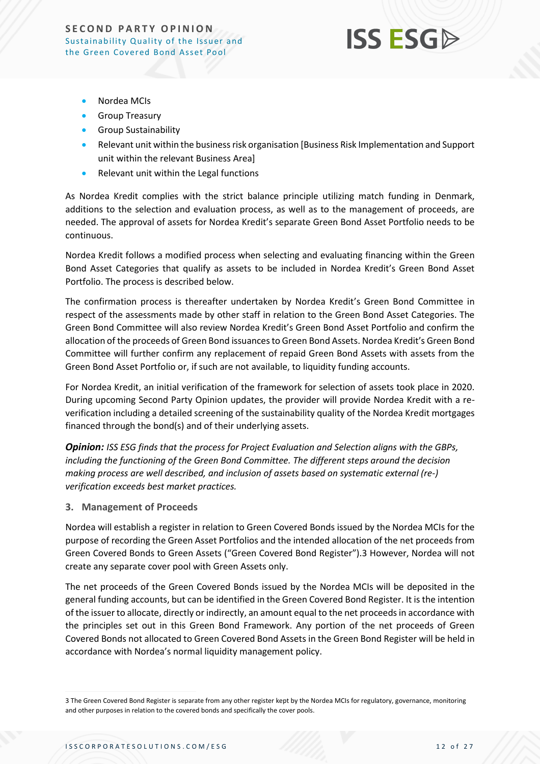- Nordea MCIs
- Group Treasury
- Group Sustainability
- Relevant unit within the business risk organisation [Business Risk Implementation and Support unit within the relevant Business Area]
- Relevant unit within the Legal functions

As Nordea Kredit complies with the strict balance principle utilizing match funding in Denmark, additions to the selection and evaluation process, as well as to the management of proceeds, are needed. The approval of assets for Nordea Kredit's separate Green Bond Asset Portfolio needs to be continuous.

Nordea Kredit follows a modified process when selecting and evaluating financing within the Green Bond Asset Categories that qualify as assets to be included in Nordea Kredit's Green Bond Asset Portfolio. The process is described below.

The confirmation process is thereafter undertaken by Nordea Kredit's Green Bond Committee in respect of the assessments made by other staff in relation to the Green Bond Asset Categories. The Green Bond Committee will also review Nordea Kredit's Green Bond Asset Portfolio and confirm the allocation of the proceeds of Green Bond issuances to Green Bond Assets. Nordea Kredit's Green Bond Committee will further confirm any replacement of repaid Green Bond Assets with assets from the Green Bond Asset Portfolio or, if such are not available, to liquidity funding accounts.

For Nordea Kredit, an initial verification of the framework for selection of assets took place in 2020. During upcoming Second Party Opinion updates, the provider will provide Nordea Kredit with a re-verification including a detailed screening of the sustainability quality of the Nordea Kredit mortgages financed through the bond(s) and of their underlying assets.

***Opinion:*** *ISS ESG finds that the process for Project Evaluation and Selection aligns with the GBPs, including the functioning of the Green Bond Committee. The different steps around the decision making process are well described, and inclusion of assets based on systematic external (re-) verification exceeds best market practices.*

### 3. Management of Proceeds

Nordea will establish a register in relation to Green Covered Bonds issued by the Nordea MCIs for the purpose of recording the Green Asset Portfolios and the intended allocation of the net proceeds from Green Covered Bonds to Green Assets ("Green Covered Bond Register").3 However, Nordea will not create any separate cover pool with Green Assets only.

The net proceeds of the Green Covered Bonds issued by the Nordea MCIs will be deposited in the general funding accounts, but can be identified in the Green Covered Bond Register. It is the intention of the issuer to allocate, directly or indirectly, an amount equal to the net proceeds in accordance with the principles set out in this Green Bond Framework. Any portion of the net proceeds of Green Covered Bonds not allocated to Green Covered Bond Assets in the Green Bond Register will be held in accordance with Nordea's normal liquidity management policy.

3 The Green Covered Bond Register is separate from any other register kept by the Nordea MCIs for regulatory, governance, monitoring and other purposes in relation to the covered bonds and specifically the cover pools.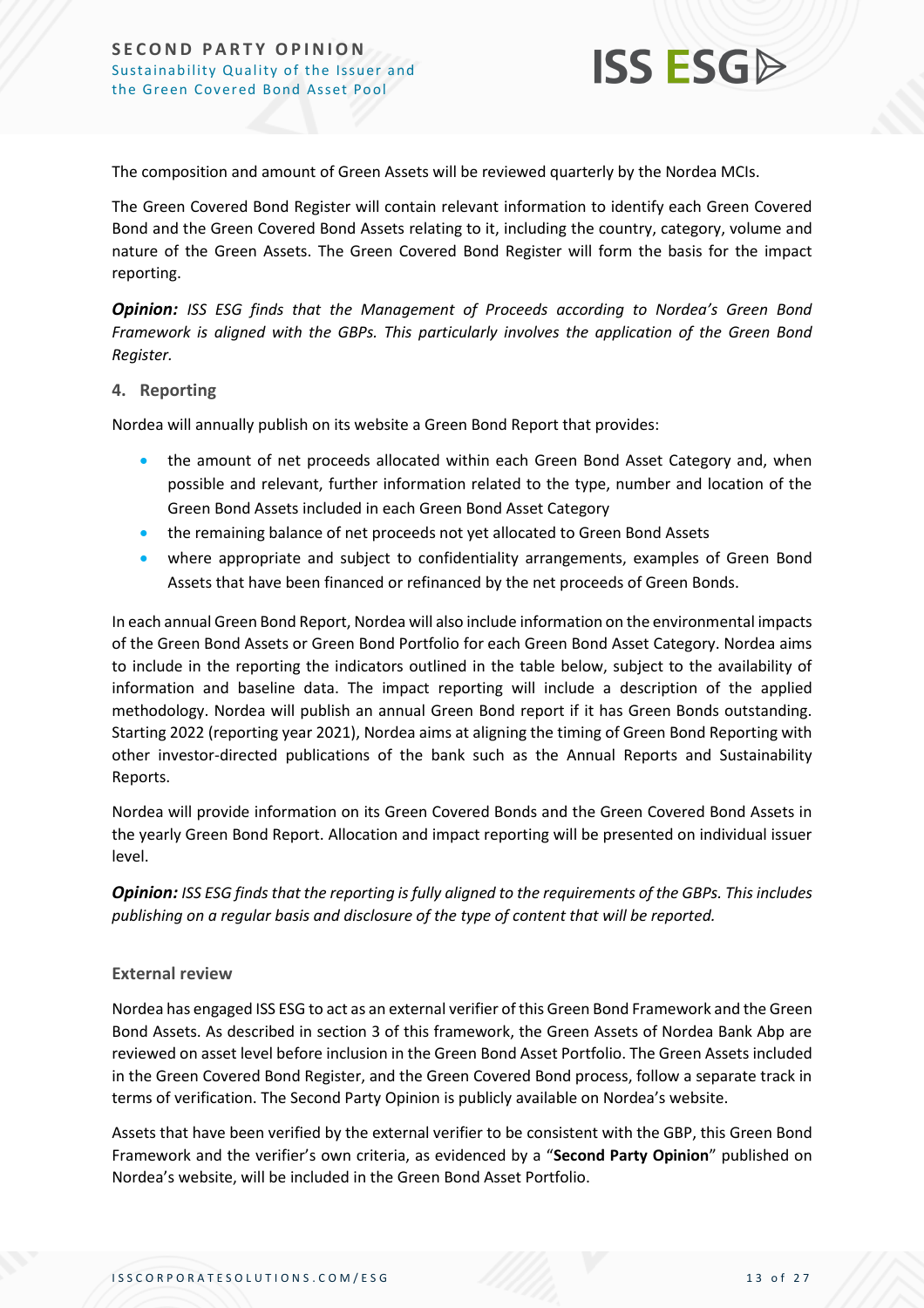The composition and amount of Green Assets will be reviewed quarterly by the Nordea MCIs.

The Green Covered Bond Register will contain relevant information to identify each Green Covered Bond and the Green Covered Bond Assets relating to it, including the country, category, volume and nature of the Green Assets. The Green Covered Bond Register will form the basis for the impact reporting.

***Opinion:*** *ISS ESG finds that the Management of Proceeds according to Nordea's Green Bond Framework is aligned with the GBPs. This particularly involves the application of the Green Bond Register.*

### 4. Reporting

Nordea will annually publish on its website a Green Bond Report that provides:

- the amount of net proceeds allocated within each Green Bond Asset Category and, when possible and relevant, further information related to the type, number and location of the Green Bond Assets included in each Green Bond Asset Category
- the remaining balance of net proceeds not yet allocated to Green Bond Assets
- where appropriate and subject to confidentiality arrangements, examples of Green Bond Assets that have been financed or refinanced by the net proceeds of Green Bonds.

In each annual Green Bond Report, Nordea will also include information on the environmental impacts of the Green Bond Assets or Green Bond Portfolio for each Green Bond Asset Category. Nordea aims to include in the reporting the indicators outlined in the table below, subject to the availability of information and baseline data. The impact reporting will include a description of the applied methodology. Nordea will publish an annual Green Bond report if it has Green Bonds outstanding. Starting 2022 (reporting year 2021), Nordea aims at aligning the timing of Green Bond Reporting with other investor-directed publications of the bank such as the Annual Reports and Sustainability Reports.

Nordea will provide information on its Green Covered Bonds and the Green Covered Bond Assets in the yearly Green Bond Report. Allocation and impact reporting will be presented on individual issuer level.

***Opinion:*** *ISS ESG finds that the reporting is fully aligned to the requirements of the GBPs. This includes publishing on a regular basis and disclosure of the type of content that will be reported.*

### External review

Nordea has engaged ISS ESG to act as an external verifier of this Green Bond Framework and the Green Bond Assets. As described in section 3 of this framework, the Green Assets of Nordea Bank Abp are reviewed on asset level before inclusion in the Green Bond Asset Portfolio. The Green Assets included in the Green Covered Bond Register, and the Green Covered Bond process, follow a separate track in terms of verification. The Second Party Opinion is publicly available on Nordea's website.

Assets that have been verified by the external verifier to be consistent with the GBP, this Green Bond Framework and the verifier's own criteria, as evidenced by a "**Second Party Opinion**" published on Nordea's website, will be included in the Green Bond Asset Portfolio.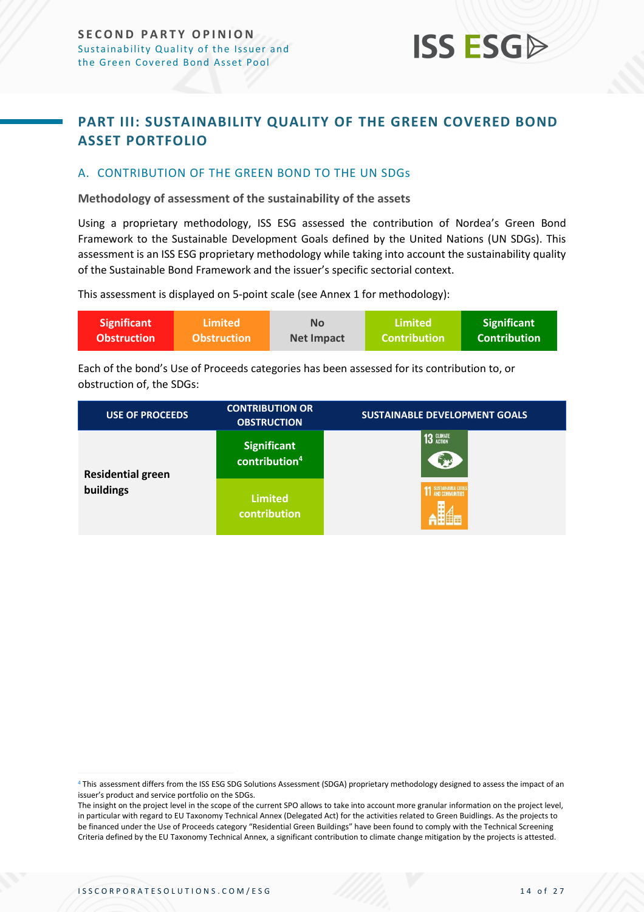## PART III: SUSTAINABILITY QUALITY OF THE GREEN COVERED BOND ASSET PORTFOLIO

### A. CONTRIBUTION OF THE GREEN BOND TO THE UN SDGs

**Methodology of assessment of the sustainability of the assets**

Using a proprietary methodology, ISS ESG assessed the contribution of Nordea's Green Bond Framework to the Sustainable Development Goals defined by the United Nations (UN SDGs). This assessment is an ISS ESG proprietary methodology while taking into account the sustainability quality of the Sustainable Bond Framework and the issuer's specific sectorial context.

This assessment is displayed on 5-point scale (see Annex 1 for methodology):

| Significant Obstruction | Limited Obstruction | No Net Impact | Limited Contribution | Significant Contribution |
|---|---|---|---|---|

Each of the bond's Use of Proceeds categories has been assessed for its contribution to, or obstruction of, the SDGs:

| USE OF PROCEEDS | CONTRIBUTION OR OBSTRUCTION | SUSTAINABLE DEVELOPMENT GOALS |
|---|---|---|
| Residential green buildings | Significant contribution[4] | 13 CLIMATE ACTION |
| | Limited contribution | 11 SUSTAINABLE CITIES AND COMMUNITIES |

[4] This assessment differs from the ISS ESG SDG Solutions Assessment (SDGA) proprietary methodology designed to assess the impact of an issuer's product and service portfolio on the SDGs.
The insight on the project level in the scope of the current SPO allows to take into account more granular information on the project level, in particular with regard to EU Taxonomy Technical Annex (Delegated Act) for the activities related to Green Buidlings. As the projects to be financed under the Use of Proceeds category "Residential Green Buildings" have been found to comply with the Technical Screening Criteria defined by the EU Taxonomy Technical Annex, a significant contribution to climate change mitigation by the projects is attested.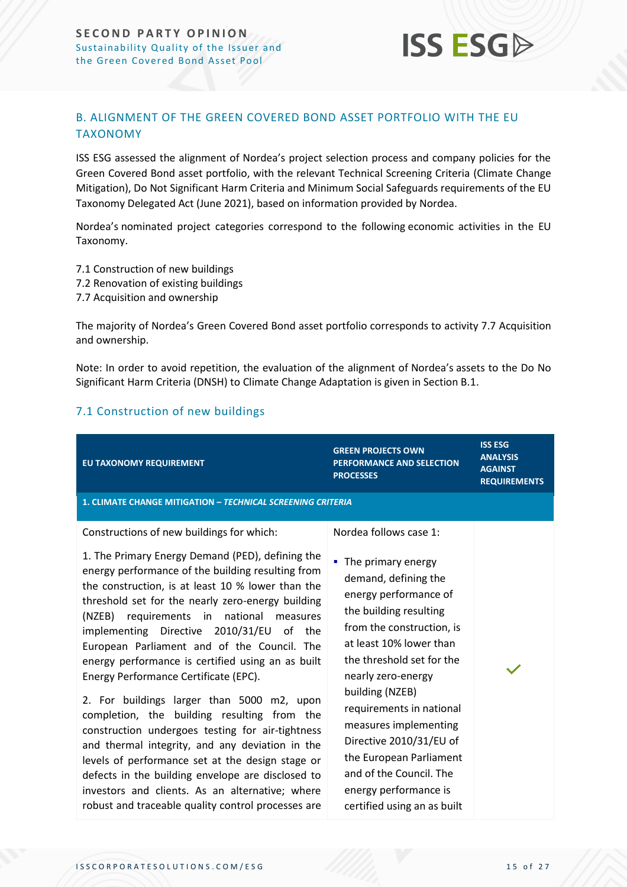## B. ALIGNMENT OF THE GREEN COVERED BOND ASSET PORTFOLIO WITH THE EU TAXONOMY

ISS ESG assessed the alignment of Nordea's project selection process and company policies for the Green Covered Bond asset portfolio, with the relevant Technical Screening Criteria (Climate Change Mitigation), Do Not Significant Harm Criteria and Minimum Social Safeguards requirements of the EU Taxonomy Delegated Act (June 2021), based on information provided by Nordea.

Nordea's nominated project categories correspond to the following economic activities in the EU Taxonomy.

7.1 Construction of new buildings
7.2 Renovation of existing buildings
7.7 Acquisition and ownership

The majority of Nordea's Green Covered Bond asset portfolio corresponds to activity 7.7 Acquisition and ownership.

Note: In order to avoid repetition, the evaluation of the alignment of Nordea's assets to the Do No Significant Harm Criteria (DNSH) to Climate Change Adaptation is given in Section B.1.

### 7.1 Construction of new buildings

| EU TAXONOMY REQUIREMENT | GREEN PROJECTS OWN PERFORMANCE AND SELECTION PROCESSES | ISS ESG ANALYSIS AGAINST REQUIREMENTS |
|---|---|---|
| **1. CLIMATE CHANGE MITIGATION – *TECHNICAL SCREENING CRITERIA*** | | |
| Constructions of new buildings for which:<br><br>1. The Primary Energy Demand (PED), defining the energy performance of the building resulting from the construction, is at least 10 % lower than the threshold set for the nearly zero-energy building (NZEB) requirements in national measures implementing Directive 2010/31/EU of the European Parliament and of the Council. The energy performance is certified using an as built Energy Performance Certificate (EPC).<br><br>2. For buildings larger than 5000 m2, upon completion, the building resulting from the construction undergoes testing for air-tightness and thermal integrity, and any deviation in the levels of performance set at the design stage or defects in the building envelope are disclosed to investors and clients. As an alternative; where robust and traceable quality control processes are | Nordea follows case 1:<br><br>▪ The primary energy demand, defining the energy performance of the building resulting from the construction, is at least 10% lower than the threshold set for the nearly zero-energy building (NZEB) requirements in national measures implementing Directive 2010/31/EU of the European Parliament and of the Council. The energy performance is certified using an as built | ✓ |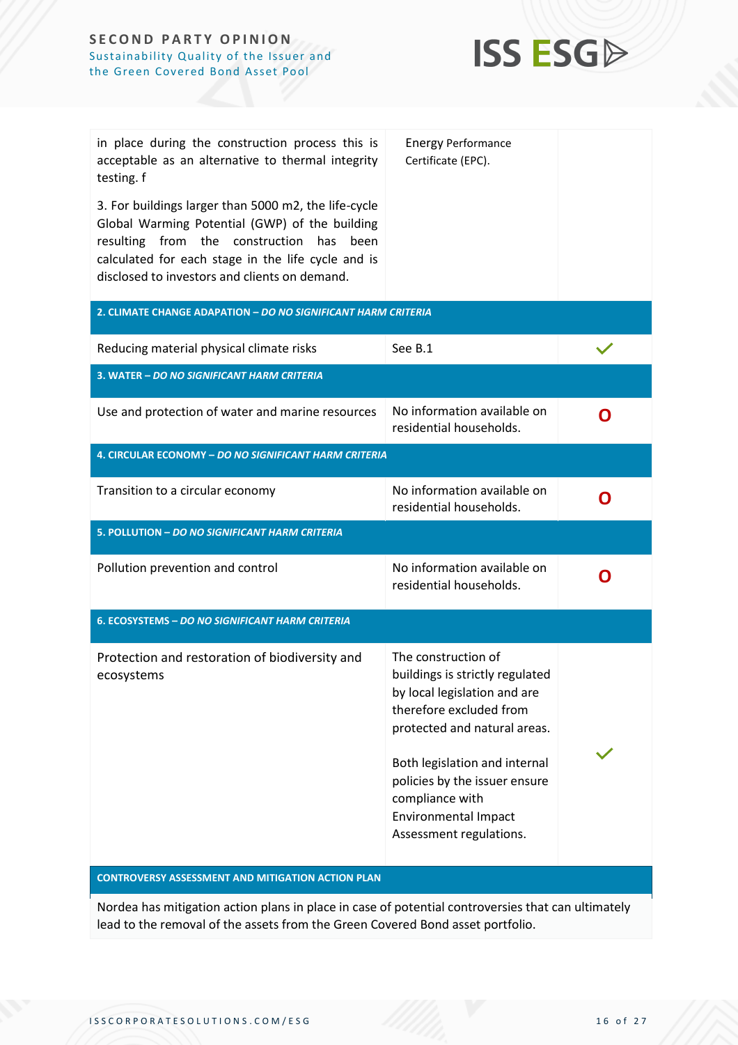| | | |
|---|---|---|
| in place during the construction process this is acceptable as an alternative to thermal integrity testing. f<br><br>3. For buildings larger than 5000 m2, the life-cycle Global Warming Potential (GWP) of the building resulting from the construction has been calculated for each stage in the life cycle and is disclosed to investors and clients on demand. | Energy Performance Certificate (EPC). | |
| **2. CLIMATE CHANGE ADAPATION – *DO NO SIGNIFICANT HARM CRITERIA*** | | |
| Reducing material physical climate risks | See B.1 | ✓ |
| **3. WATER – *DO NO SIGNIFICANT HARM CRITERIA*** | | |
| Use and protection of water and marine resources | No information available on residential households. | O |
| **4. CIRCULAR ECONOMY – *DO NO SIGNIFICANT HARM CRITERIA*** | | |
| Transition to a circular economy | No information available on residential households. | O |
| **5. POLLUTION – *DO NO SIGNIFICANT HARM CRITERIA*** | | |
| Pollution prevention and control | No information available on residential households. | O |
| **6. ECOSYSTEMS – *DO NO SIGNIFICANT HARM CRITERIA*** | | |
| Protection and restoration of biodiversity and ecosystems | The construction of buildings is strictly regulated by local legislation and are therefore excluded from protected and natural areas.<br><br>Both legislation and internal policies by the issuer ensure compliance with Environmental Impact Assessment regulations. | ✓ |
| **CONTROVERSY ASSESSMENT AND MITIGATION ACTION PLAN** | | |
| Nordea has mitigation action plans in place in case of potential controversies that can ultimately lead to the removal of the assets from the Green Covered Bond asset portfolio. | | |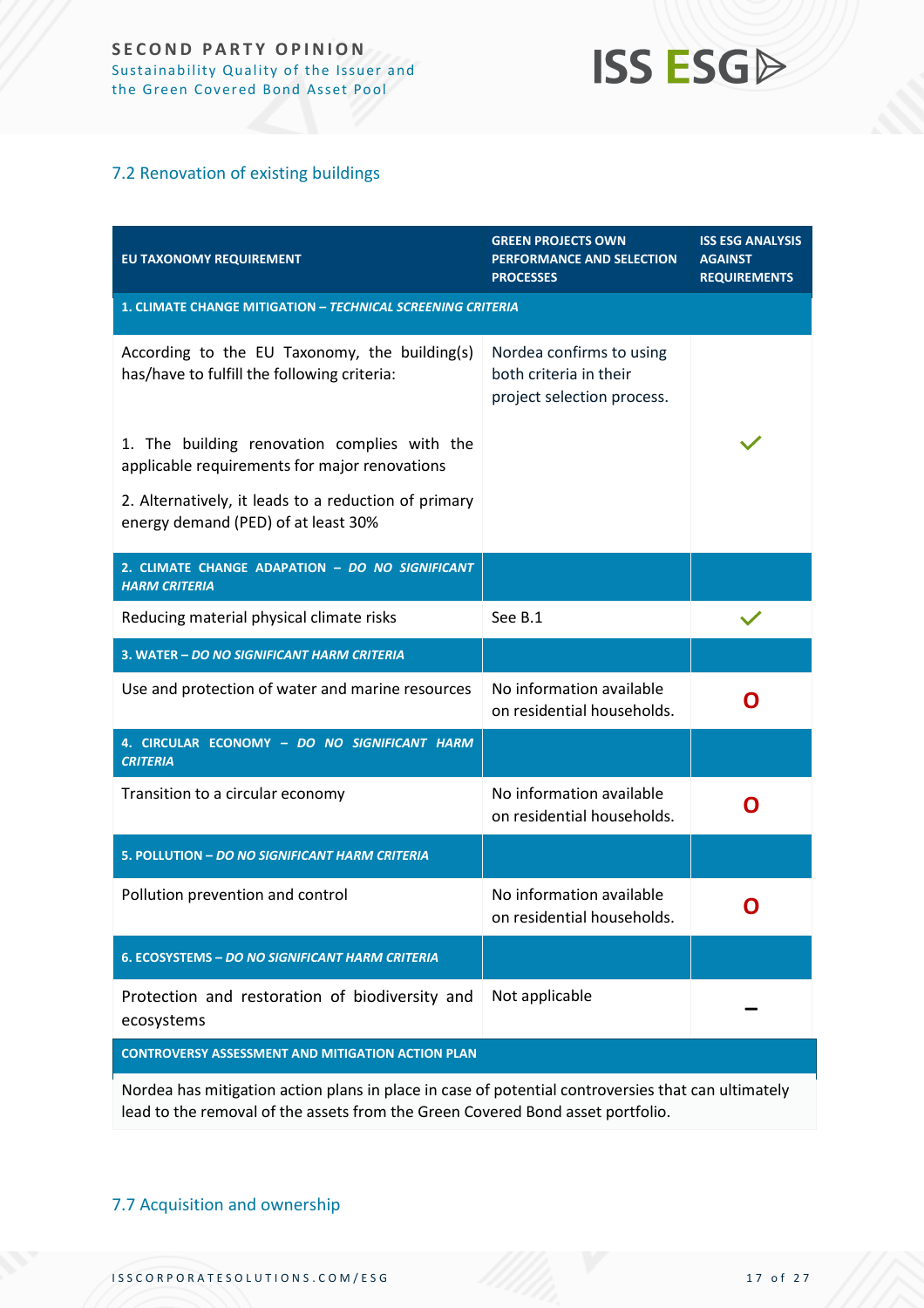## 7.2 Renovation of existing buildings

| EU TAXONOMY REQUIREMENT | GREEN PROJECTS OWN PERFORMANCE AND SELECTION PROCESSES | ISS ESG ANALYSIS AGAINST REQUIREMENTS |
|---|---|---|
| **1. CLIMATE CHANGE MITIGATION – *TECHNICAL SCREENING CRITERIA*** | | |
| According to the EU Taxonomy, the building(s) has/have to fulfill the following criteria:<br><br>1. The building renovation complies with the applicable requirements for major renovations<br><br>2. Alternatively, it leads to a reduction of primary energy demand (PED) of at least 30% | Nordea confirms to using both criteria in their project selection process. | ✓ |
| **2. CLIMATE CHANGE ADAPATION – *DO NO SIGNIFICANT HARM CRITERIA*** | | |
| Reducing material physical climate risks | See B.1 | ✓ |
| **3. WATER – *DO NO SIGNIFICANT HARM CRITERIA*** | | |
| Use and protection of water and marine resources | No information available on residential households. | O |
| **4. CIRCULAR ECONOMY – *DO NO SIGNIFICANT HARM CRITERIA*** | | |
| Transition to a circular economy | No information available on residential households. | O |
| **5. POLLUTION – *DO NO SIGNIFICANT HARM CRITERIA*** | | |
| Pollution prevention and control | No information available on residential households. | O |
| **6. ECOSYSTEMS – *DO NO SIGNIFICANT HARM CRITERIA*** | | |
| Protection and restoration of biodiversity and ecosystems | Not applicable | – |
| **CONTROVERSY ASSESSMENT AND MITIGATION ACTION PLAN** | | |
| Nordea has mitigation action plans in place in case of potential controversies that can ultimately lead to the removal of the assets from the Green Covered Bond asset portfolio. | | |

## 7.7 Acquisition and ownership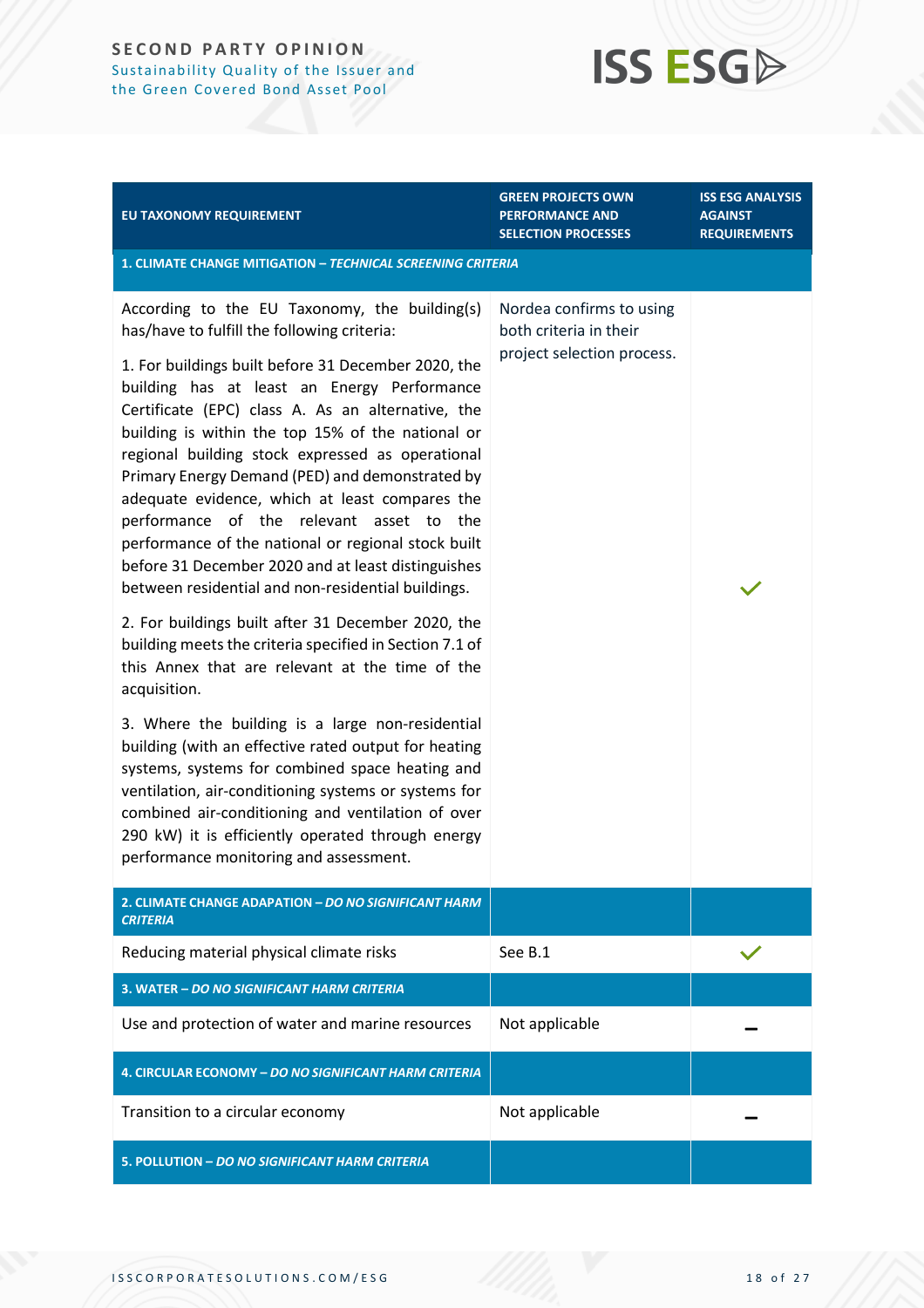| EU TAXONOMY REQUIREMENT | GREEN PROJECTS OWN PERFORMANCE AND SELECTION PROCESSES | ISS ESG ANALYSIS AGAINST REQUIREMENTS |
|---|---|---|
| **1. CLIMATE CHANGE MITIGATION – *TECHNICAL SCREENING CRITERIA*** | | |
| According to the EU Taxonomy, the building(s) has/have to fulfill the following criteria:<br><br>1. For buildings built before 31 December 2020, the building has at least an Energy Performance Certificate (EPC) class A. As an alternative, the building is within the top 15% of the national or regional building stock expressed as operational Primary Energy Demand (PED) and demonstrated by adequate evidence, which at least compares the performance of the relevant asset to the performance of the national or regional stock built before 31 December 2020 and at least distinguishes between residential and non-residential buildings.<br><br>2. For buildings built after 31 December 2020, the building meets the criteria specified in Section 7.1 of this Annex that are relevant at the time of the acquisition.<br><br>3. Where the building is a large non-residential building (with an effective rated output for heating systems, systems for combined space heating and ventilation, air-conditioning systems or systems for combined air-conditioning and ventilation of over 290 kW) it is efficiently operated through energy performance monitoring and assessment. | Nordea confirms to using both criteria in their project selection process. | ✓ |
| **2. CLIMATE CHANGE ADAPATION – *DO NO SIGNIFICANT HARM CRITERIA*** | | |
| Reducing material physical climate risks | See B.1 | ✓ |
| **3. WATER – *DO NO SIGNIFICANT HARM CRITERIA*** | | |
| Use and protection of water and marine resources | Not applicable | – |
| **4. CIRCULAR ECONOMY – *DO NO SIGNIFICANT HARM CRITERIA*** | | |
| Transition to a circular economy | Not applicable | – |
| **5. POLLUTION – *DO NO SIGNIFICANT HARM CRITERIA*** | | |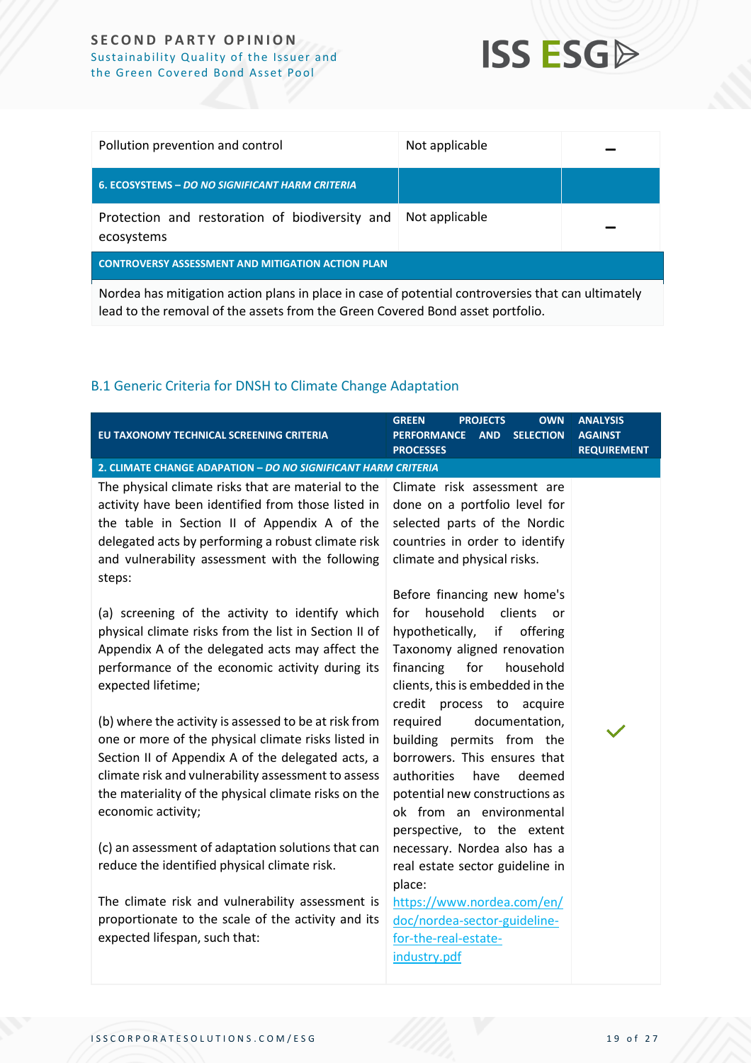| | | |
|---|---|---|
| Pollution prevention and control | Not applicable | – |
| **6. ECOSYSTEMS – *DO NO SIGNIFICANT HARM CRITERIA*** | | |
| Protection and restoration of biodiversity and ecosystems | Not applicable | – |
| **CONTROVERSY ASSESSMENT AND MITIGATION ACTION PLAN** | | |
| Nordea has mitigation action plans in place in case of potential controversies that can ultimately lead to the removal of the assets from the Green Covered Bond asset portfolio. | | |

## B.1 Generic Criteria for DNSH to Climate Change Adaptation

| EU TAXONOMY TECHNICAL SCREENING CRITERIA | GREEN PROJECTS OWN PERFORMANCE AND SELECTION PROCESSES | ANALYSIS AGAINST REQUIREMENT |
|---|---|---|
| **2. CLIMATE CHANGE ADAPATION – *DO NO SIGNIFICANT HARM CRITERIA*** | | |
| The physical climate risks that are material to the activity have been identified from those listed in the table in Section II of Appendix A of the delegated acts by performing a robust climate risk and vulnerability assessment with the following steps:<br><br>(a) screening of the activity to identify which physical climate risks from the list in Section II of Appendix A of the delegated acts may affect the performance of the economic activity during its expected lifetime;<br><br>(b) where the activity is assessed to be at risk from one or more of the physical climate risks listed in Section II of Appendix A of the delegated acts, a climate risk and vulnerability assessment to assess the materiality of the physical climate risks on the economic activity;<br><br>(c) an assessment of adaptation solutions that can reduce the identified physical climate risk.<br><br>The climate risk and vulnerability assessment is proportionate to the scale of the activity and its expected lifespan, such that: | Climate risk assessment are done on a portfolio level for selected parts of the Nordic countries in order to identify climate and physical risks.<br><br>Before financing new home's for household clients or hypothetically, if offering Taxonomy aligned renovation financing for household clients, this is embedded in the credit process to acquire required documentation, building permits from the borrowers. This ensures that authorities have deemed potential new constructions as ok from an environmental perspective, to the extent necessary. Nordea also has a real estate sector guideline in place: [https://www.nordea.com/en/doc/nordea-sector-guideline-for-the-real-estate-industry.pdf](https://www.nordea.com/en/doc/nordea-sector-guideline-for-the-real-estate-industry.pdf) | ✓ |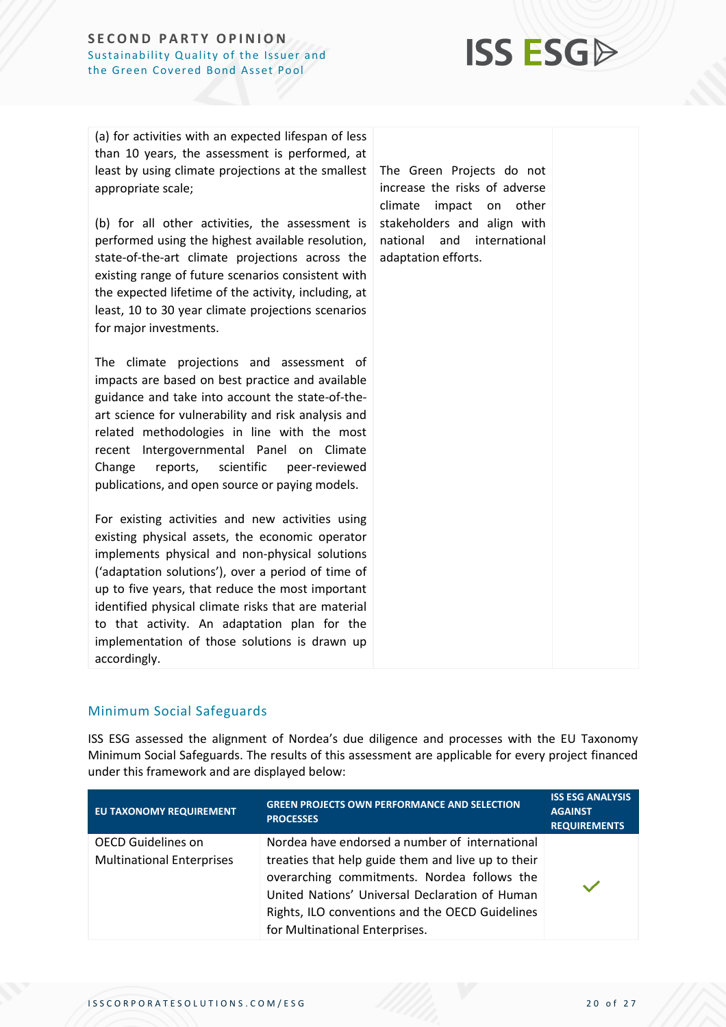| | | |
|---|---|---|
| (a) for activities with an expected lifespan of less than 10 years, the assessment is performed, at least by using climate projections at the smallest appropriate scale;<br><br>(b) for all other activities, the assessment is performed using the highest available resolution, state-of-the-art climate projections across the existing range of future scenarios consistent with the expected lifetime of the activity, including, at least, 10 to 30 year climate projections scenarios for major investments.<br><br>The climate projections and assessment of impacts are based on best practice and available guidance and take into account the state-of-the-art science for vulnerability and risk analysis and related methodologies in line with the most recent Intergovernmental Panel on Climate Change reports, scientific peer-reviewed publications, and open source or paying models.<br><br>For existing activities and new activities using existing physical assets, the economic operator implements physical and non-physical solutions ('adaptation solutions'), over a period of time of up to five years, that reduce the most important identified physical climate risks that are material to that activity. An adaptation plan for the implementation of those solutions is drawn up accordingly. | The Green Projects do not increase the risks of adverse climate impact on other stakeholders and align with national and international adaptation efforts. | |

## Minimum Social Safeguards

ISS ESG assessed the alignment of Nordea's due diligence and processes with the EU Taxonomy Minimum Social Safeguards. The results of this assessment are applicable for every project financed under this framework and are displayed below:

| EU TAXONOMY REQUIREMENT | GREEN PROJECTS OWN PERFORMANCE AND SELECTION PROCESSES | ISS ESG ANALYSIS AGAINST REQUIREMENTS |
|---|---|---|
| OECD Guidelines on Multinational Enterprises | Nordea have endorsed a number of international treaties that help guide them and live up to their overarching commitments. Nordea follows the United Nations' Universal Declaration of Human Rights, ILO conventions and the OECD Guidelines for Multinational Enterprises. | ✓ |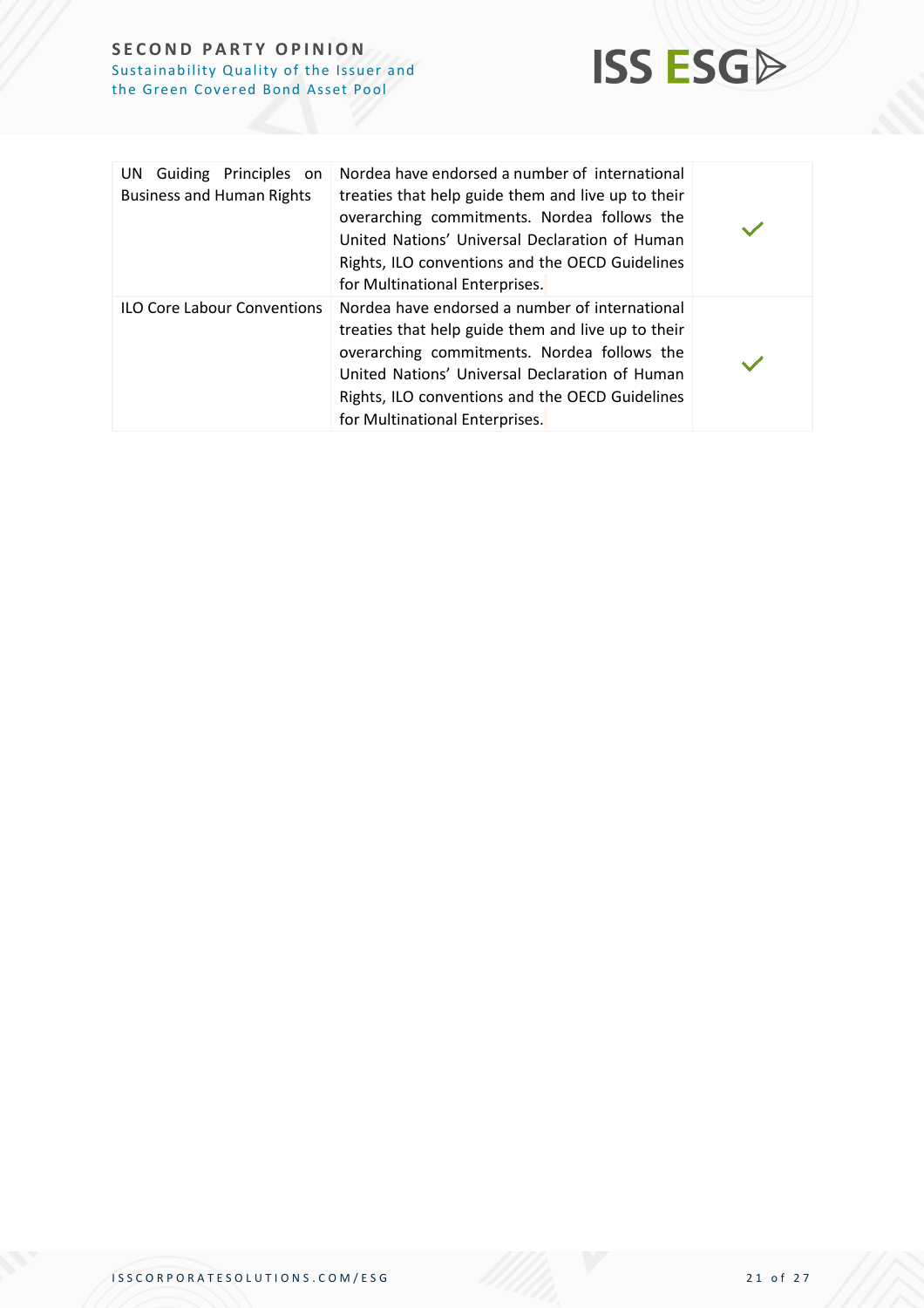| | | |
|---|---|---|
| UN Guiding Principles on Business and Human Rights | Nordea have endorsed a number of international treaties that help guide them and live up to their overarching commitments. Nordea follows the United Nations' Universal Declaration of Human Rights, ILO conventions and the OECD Guidelines for Multinational Enterprises. | ✓ |
| ILO Core Labour Conventions | Nordea have endorsed a number of international treaties that help guide them and live up to their overarching commitments. Nordea follows the United Nations' Universal Declaration of Human Rights, ILO conventions and the OECD Guidelines for Multinational Enterprises. | ✓ |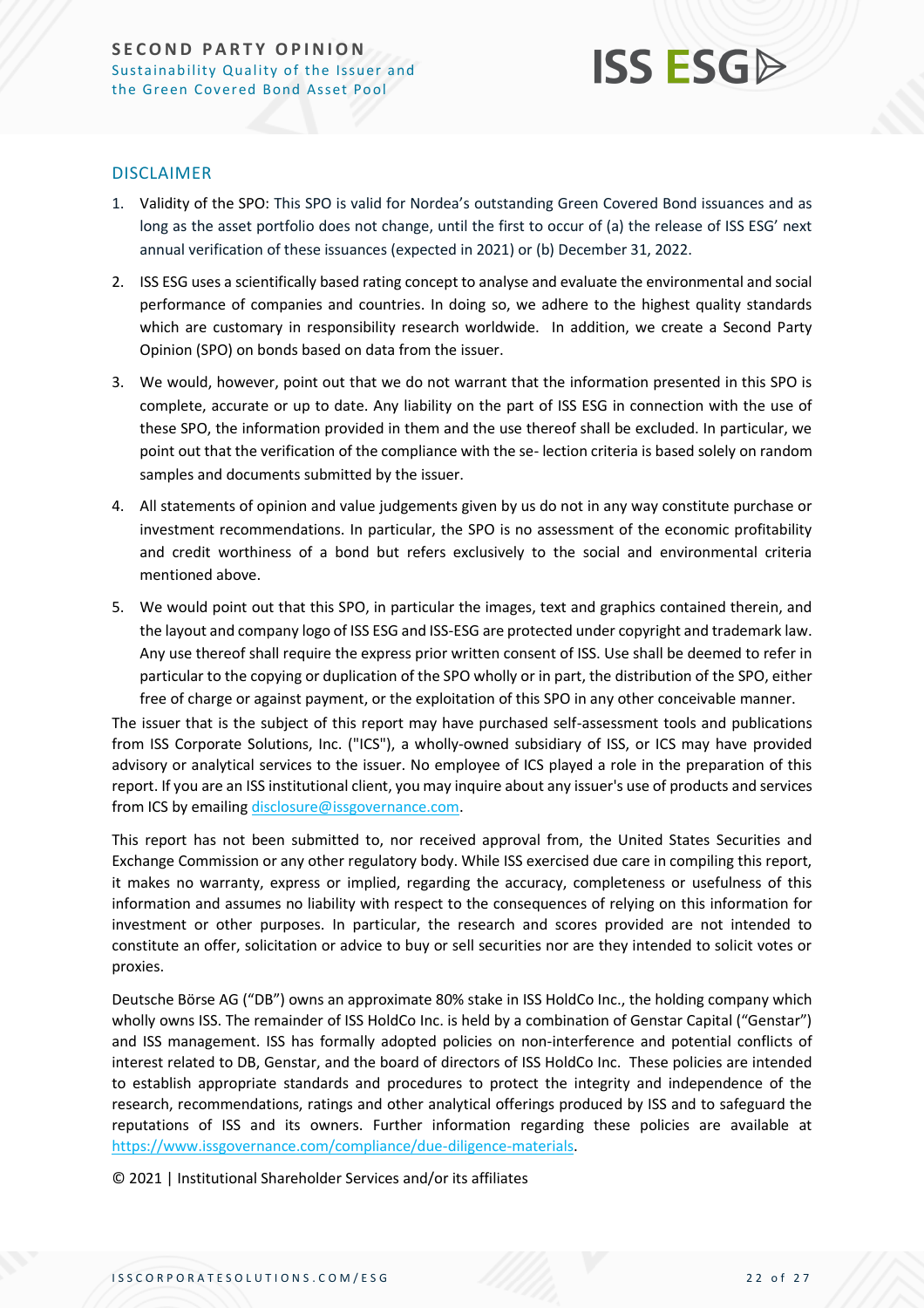## DISCLAIMER

1. Validity of the SPO: This SPO is valid for Nordea's outstanding Green Covered Bond issuances and as long as the asset portfolio does not change, until the first to occur of (a) the release of ISS ESG' next annual verification of these issuances (expected in 2021) or (b) December 31, 2022.

2. ISS ESG uses a scientifically based rating concept to analyse and evaluate the environmental and social performance of companies and countries. In doing so, we adhere to the highest quality standards which are customary in responsibility research worldwide. In addition, we create a Second Party Opinion (SPO) on bonds based on data from the issuer.

3. We would, however, point out that we do not warrant that the information presented in this SPO is complete, accurate or up to date. Any liability on the part of ISS ESG in connection with the use of these SPO, the information provided in them and the use thereof shall be excluded. In particular, we point out that the verification of the compliance with the se- lection criteria is based solely on random samples and documents submitted by the issuer.

4. All statements of opinion and value judgements given by us do not in any way constitute purchase or investment recommendations. In particular, the SPO is no assessment of the economic profitability and credit worthiness of a bond but refers exclusively to the social and environmental criteria mentioned above.

5. We would point out that this SPO, in particular the images, text and graphics contained therein, and the layout and company logo of ISS ESG and ISS-ESG are protected under copyright and trademark law. Any use thereof shall require the express prior written consent of ISS. Use shall be deemed to refer in particular to the copying or duplication of the SPO wholly or in part, the distribution of the SPO, either free of charge or against payment, or the exploitation of this SPO in any other conceivable manner.

The issuer that is the subject of this report may have purchased self-assessment tools and publications from ISS Corporate Solutions, Inc. ("ICS"), a wholly-owned subsidiary of ISS, or ICS may have provided advisory or analytical services to the issuer. No employee of ICS played a role in the preparation of this report. If you are an ISS institutional client, you may inquire about any issuer's use of products and services from ICS by emailing disclosure@issgovernance.com.

This report has not been submitted to, nor received approval from, the United States Securities and Exchange Commission or any other regulatory body. While ISS exercised due care in compiling this report, it makes no warranty, express or implied, regarding the accuracy, completeness or usefulness of this information and assumes no liability with respect to the consequences of relying on this information for investment or other purposes. In particular, the research and scores provided are not intended to constitute an offer, solicitation or advice to buy or sell securities nor are they intended to solicit votes or proxies.

Deutsche Börse AG ("DB") owns an approximate 80% stake in ISS HoldCo Inc., the holding company which wholly owns ISS. The remainder of ISS HoldCo Inc. is held by a combination of Genstar Capital ("Genstar") and ISS management. ISS has formally adopted policies on non-interference and potential conflicts of interest related to DB, Genstar, and the board of directors of ISS HoldCo Inc. These policies are intended to establish appropriate standards and procedures to protect the integrity and independence of the research, recommendations, ratings and other analytical offerings produced by ISS and to safeguard the reputations of ISS and its owners. Further information regarding these policies are available at https://www.issgovernance.com/compliance/due-diligence-materials.

© 2021 | Institutional Shareholder Services and/or its affiliates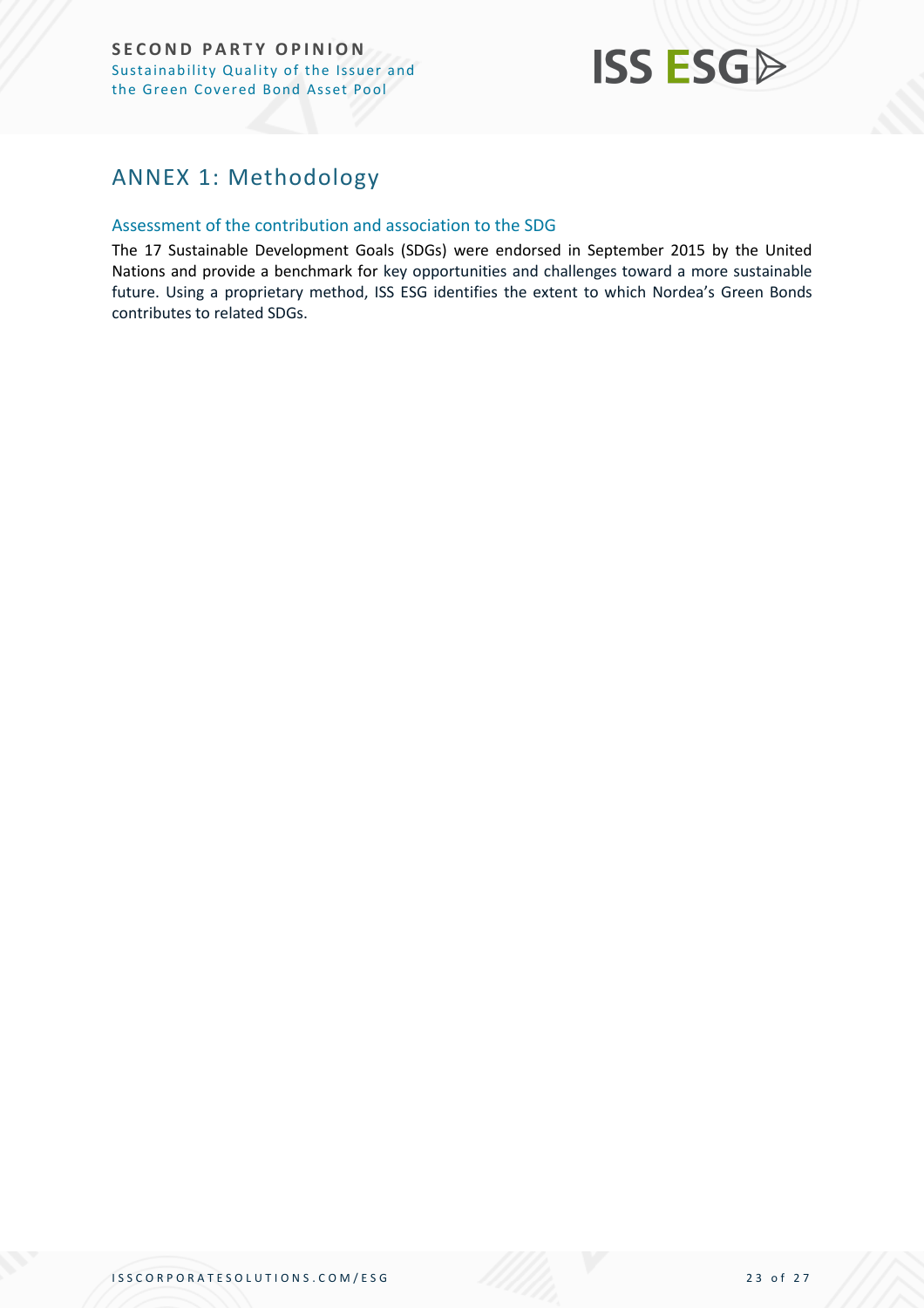## ANNEX 1: Methodology

### Assessment of the contribution and association to the SDG

The 17 Sustainable Development Goals (SDGs) were endorsed in September 2015 by the United Nations and provide a benchmark for key opportunities and challenges toward a more sustainable future. Using a proprietary method, ISS ESG identifies the extent to which Nordea's Green Bonds contributes to related SDGs.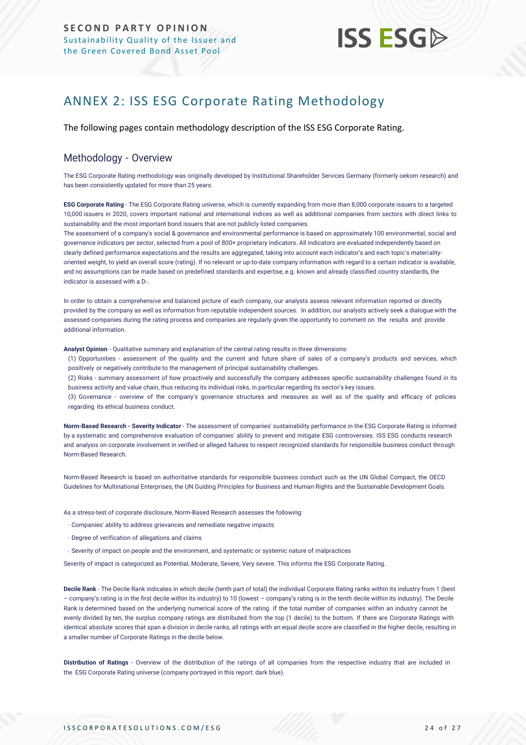# ANNEX 2: ISS ESG Corporate Rating Methodology

The following pages contain methodology description of the ISS ESG Corporate Rating.

## Methodology - Overview

The ESG Corporate Rating methodology was originally developed by Institutional Shareholder Services Germany (formerly oekom research) and has been consistently updated for more than 25 years.

**ESG Corporate Rating** - The ESG Corporate Rating universe, which is currently expanding from more than 8,000 corporate issuers to a targeted 10,000 issuers in 2020, covers important national and international indices as well as additional companies from sectors with direct links to sustainability and the most important bond issuers that are not publicly listed companies.

The assessment of a company's social & governance and environmental performance is based on approximately 100 environmental, social and governance indicators per sector, selected from a pool of 800+ proprietary indicators. All indicators are evaluated independently based on clearly defined performance expectations and the results are aggregated, taking into account each indicator's and each topic's materiality-oriented weight, to yield an overall score (rating). If no relevant or up-to-date company information with regard to a certain indicator is available, and no assumptions can be made based on predefined standards and expertise, e.g. known and already classified country standards, the indicator is assessed with a D-.

In order to obtain a comprehensive and balanced picture of each company, our analysts assess relevant information reported or directly provided by the company as well as information from reputable independent sources. In addition, our analysts actively seek a dialogue with the assessed companies during the rating process and companies are regularly given the opportunity to comment on the results and provide additional information.

**Analyst Opinion** - Qualitative summary and explanation of the central rating results in three dimensions:

(1) Opportunities - assessment of the quality and the current and future share of sales of a company's products and services, which positively or negatively contribute to the management of principal sustainability challenges.

(2) Risks - summary assessment of how proactively and successfully the company addresses specific sustainability challenges found in its business activity and value chain, thus reducing its individual risks, in particular regarding its sector's key issues.

(3) Governance - overview of the company's governance structures and measures as well as of the quality and efficacy of policies regarding its ethical business conduct.

**Norm-Based Research - Severity Indicator** - The assessment of companies' sustainability performance in the ESG Corporate Rating is informed by a systematic and comprehensive evaluation of companies' ability to prevent and mitigate ESG controversies. ISS ESG conducts research and analysis on corporate involvement in verified or alleged failures to respect recognized standards for responsible business conduct through Norm-Based Research.

Norm-Based Research is based on authoritative standards for responsible business conduct such as the UN Global Compact, the OECD Guidelines for Multinational Enterprises, the UN Guiding Principles for Business and Human Rights and the Sustainable Development Goals.

As a stress-test of corporate disclosure, Norm-Based Research assesses the following:

- Companies' ability to address grievances and remediate negative impacts
- Degree of verification of allegations and claims
- Severity of impact on people and the environment, and systematic or systemic nature of malpractices

Severity of impact is categorized as Potential, Moderate, Severe, Very severe. This informs the ESG Corporate Rating.

**Decile Rank** - The Decile Rank indicates in which decile (tenth part of total) the individual Corporate Rating ranks within its industry from 1 (best – company's rating is in the first decile within its industry) to 10 (lowest – company's rating is in the tenth decile within its industry). The Decile Rank is determined based on the underlying numerical score of the rating. If the total number of companies within an industry cannot be evenly divided by ten, the surplus company ratings are distributed from the top (1 decile) to the bottom. If there are Corporate Ratings with identical absolute scores that span a division in decile ranks, all ratings with an equal decile score are classified in the higher decile, resulting in a smaller number of Corporate Ratings in the decile below.

**Distribution of Ratings** - Overview of the distribution of the ratings of all companies from the respective industry that are included in the ESG Corporate Rating universe (company portrayed in this report: dark blue).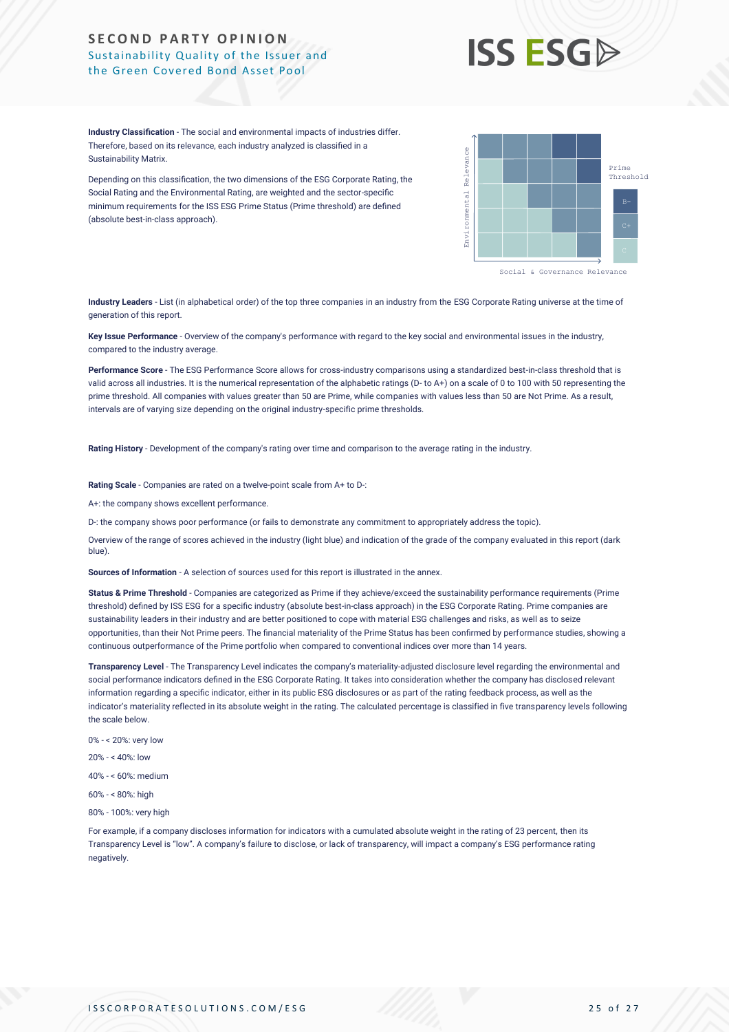**Industry Classification** - The social and environmental impacts of industries differ. Therefore, based on its relevance, each industry analyzed is classified in a Sustainability Matrix.

Depending on this classification, the two dimensions of the ESG Corporate Rating, the Social Rating and the Environmental Rating, are weighted and the sector-specific minimum requirements for the ISS ESG Prime Status (Prime threshold) are defined (absolute best-in-class approach).

**Industry Leaders** - List (in alphabetical order) of the top three companies in an industry from the ESG Corporate Rating universe at the time of generation of this report.

**Key Issue Performance** - Overview of the company's performance with regard to the key social and environmental issues in the industry, compared to the industry average.

**Performance Score** - The ESG Performance Score allows for cross-industry comparisons using a standardized best-in-class threshold that is valid across all industries. It is the numerical representation of the alphabetic ratings (D- to A+) on a scale of 0 to 100 with 50 representing the prime threshold. All companies with values greater than 50 are Prime, while companies with values less than 50 are Not Prime. As a result, intervals are of varying size depending on the original industry-specific prime thresholds.

**Rating History** - Development of the company's rating over time and comparison to the average rating in the industry.

**Rating Scale** - Companies are rated on a twelve-point scale from A+ to D-:

A+: the company shows excellent performance.

D-: the company shows poor performance (or fails to demonstrate any commitment to appropriately address the topic).

Overview of the range of scores achieved in the industry (light blue) and indication of the grade of the company evaluated in this report (dark blue).

**Sources of Information** - A selection of sources used for this report is illustrated in the annex.

**Status & Prime Threshold** - Companies are categorized as Prime if they achieve/exceed the sustainability performance requirements (Prime threshold) defined by ISS ESG for a specific industry (absolute best-in-class approach) in the ESG Corporate Rating. Prime companies are sustainability leaders in their industry and are better positioned to cope with material ESG challenges and risks, as well as to seize opportunities, than their Not Prime peers. The financial materiality of the Prime Status has been confirmed by performance studies, showing a continuous outperformance of the Prime portfolio when compared to conventional indices over more than 14 years.

**Transparency Level** - The Transparency Level indicates the company's materiality-adjusted disclosure level regarding the environmental and social performance indicators defined in the ESG Corporate Rating. It takes into consideration whether the company has disclosed relevant information regarding a specific indicator, either in its public ESG disclosures or as part of the rating feedback process, as well as the indicator's materiality reflected in its absolute weight in the rating. The calculated percentage is classified in five transparency levels following the scale below.

0% - < 20%: very low

20% - < 40%: low

40% - < 60%: medium

60% - < 80%: high

80% - 100%: very high

For example, if a company discloses information for indicators with a cumulated absolute weight in the rating of 23 percent, then its Transparency Level is "low". A company's failure to disclose, or lack of transparency, will impact a company's ESG performance rating negatively.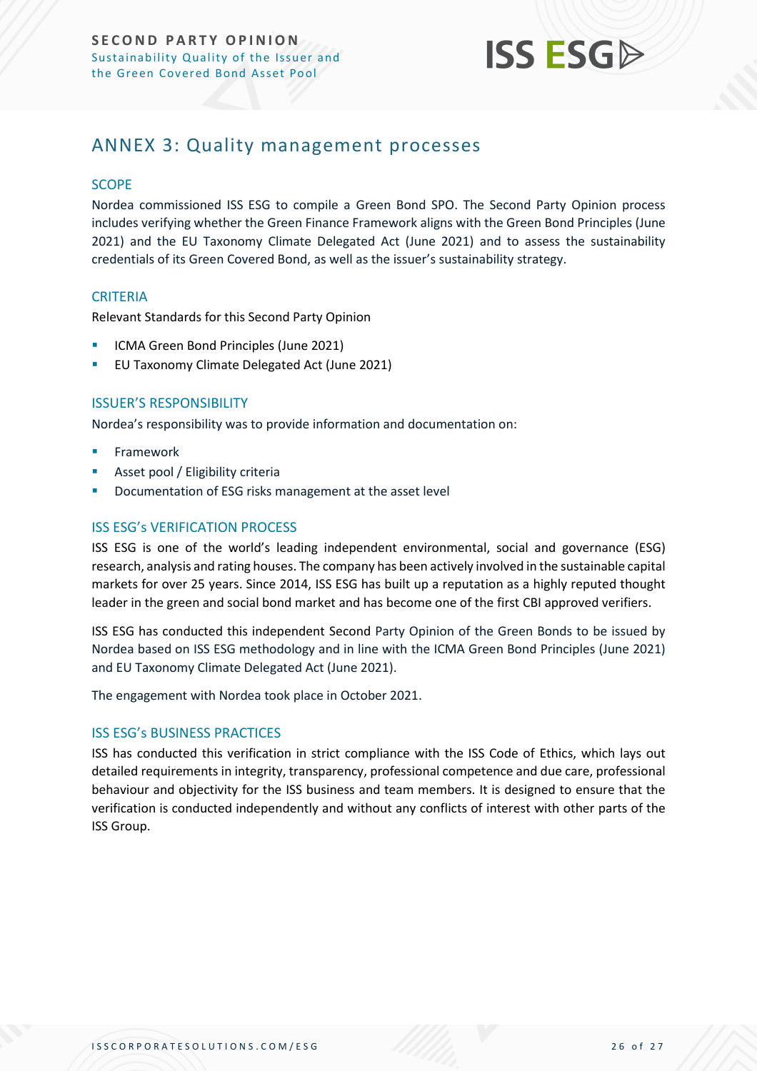## ANNEX 3: Quality management processes

### SCOPE

Nordea commissioned ISS ESG to compile a Green Bond SPO. The Second Party Opinion process includes verifying whether the Green Finance Framework aligns with the Green Bond Principles (June 2021) and the EU Taxonomy Climate Delegated Act (June 2021) and to assess the sustainability credentials of its Green Covered Bond, as well as the issuer's sustainability strategy.

### CRITERIA

Relevant Standards for this Second Party Opinion

- ICMA Green Bond Principles (June 2021)
- EU Taxonomy Climate Delegated Act (June 2021)

### ISSUER'S RESPONSIBILITY

Nordea's responsibility was to provide information and documentation on:

- Framework
- Asset pool / Eligibility criteria
- Documentation of ESG risks management at the asset level

### ISS ESG's VERIFICATION PROCESS

ISS ESG is one of the world's leading independent environmental, social and governance (ESG) research, analysis and rating houses. The company has been actively involved in the sustainable capital markets for over 25 years. Since 2014, ISS ESG has built up a reputation as a highly reputed thought leader in the green and social bond market and has become one of the first CBI approved verifiers.

ISS ESG has conducted this independent Second Party Opinion of the Green Bonds to be issued by Nordea based on ISS ESG methodology and in line with the ICMA Green Bond Principles (June 2021) and EU Taxonomy Climate Delegated Act (June 2021).

The engagement with Nordea took place in October 2021.

### ISS ESG's BUSINESS PRACTICES

ISS has conducted this verification in strict compliance with the ISS Code of Ethics, which lays out detailed requirements in integrity, transparency, professional competence and due care, professional behaviour and objectivity for the ISS business and team members. It is designed to ensure that the verification is conducted independently and without any conflicts of interest with other parts of the ISS Group.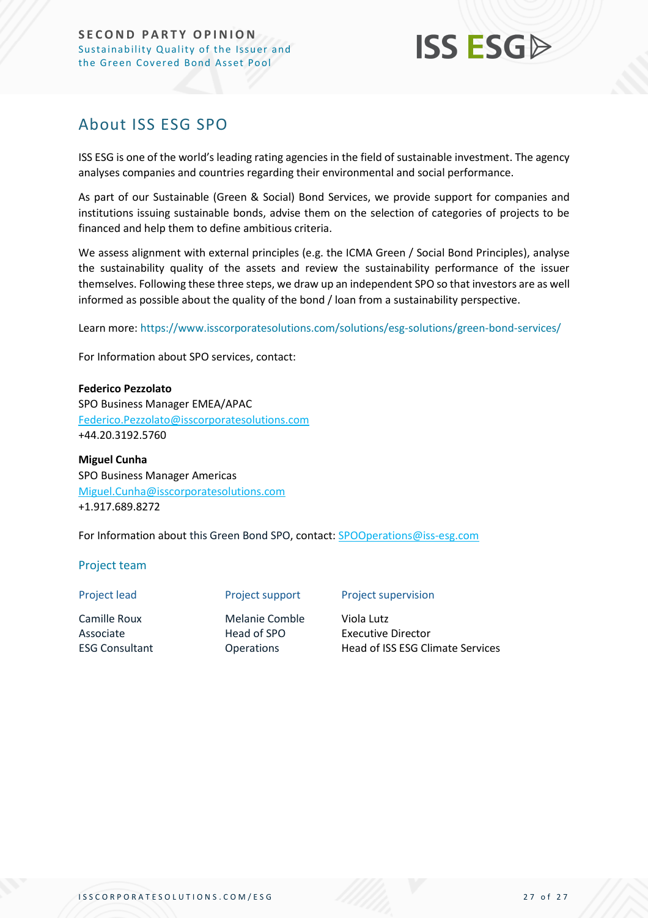## About ISS ESG SPO

ISS ESG is one of the world's leading rating agencies in the field of sustainable investment. The agency analyses companies and countries regarding their environmental and social performance.

As part of our Sustainable (Green & Social) Bond Services, we provide support for companies and institutions issuing sustainable bonds, advise them on the selection of categories of projects to be financed and help them to define ambitious criteria.

We assess alignment with external principles (e.g. the ICMA Green / Social Bond Principles), analyse the sustainability quality of the assets and review the sustainability performance of the issuer themselves. Following these three steps, we draw up an independent SPO so that investors are as well informed as possible about the quality of the bond / loan from a sustainability perspective.

Learn more: https://www.isscorporatesolutions.com/solutions/esg-solutions/green-bond-services/

For Information about SPO services, contact:

**Federico Pezzolato**
SPO Business Manager EMEA/APAC
Federico.Pezzolato@isscorporatesolutions.com
+44.20.3192.5760

**Miguel Cunha**
SPO Business Manager Americas
Miguel.Cunha@isscorporatesolutions.com
+1.917.689.8272

For Information about this Green Bond SPO, contact: SPOOperations@iss-esg.com

### Project team

| Project lead | Project support | Project supervision |
|---|---|---|
| Camille Roux<br>Associate<br>ESG Consultant | Melanie Comble<br>Head of SPO<br>Operations | Viola Lutz<br>Executive Director<br>Head of ISS ESG Climate Services |